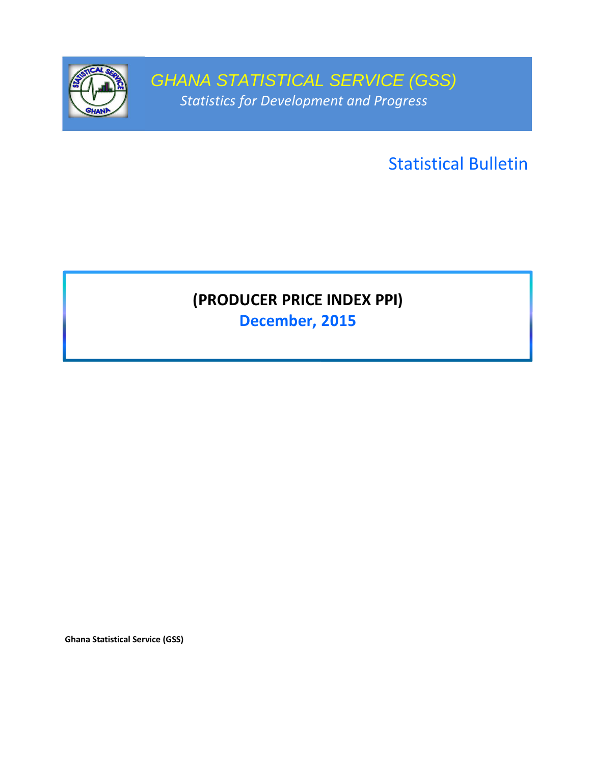# GHANA STATISTICAL SERVICE (GSS)

*Statistics for Development and Progress*

Statistical Bulletin

## (PRODUCER PRICE INDEX PPI)

## December, 2015

**Ghana Statistical Service (GSS)**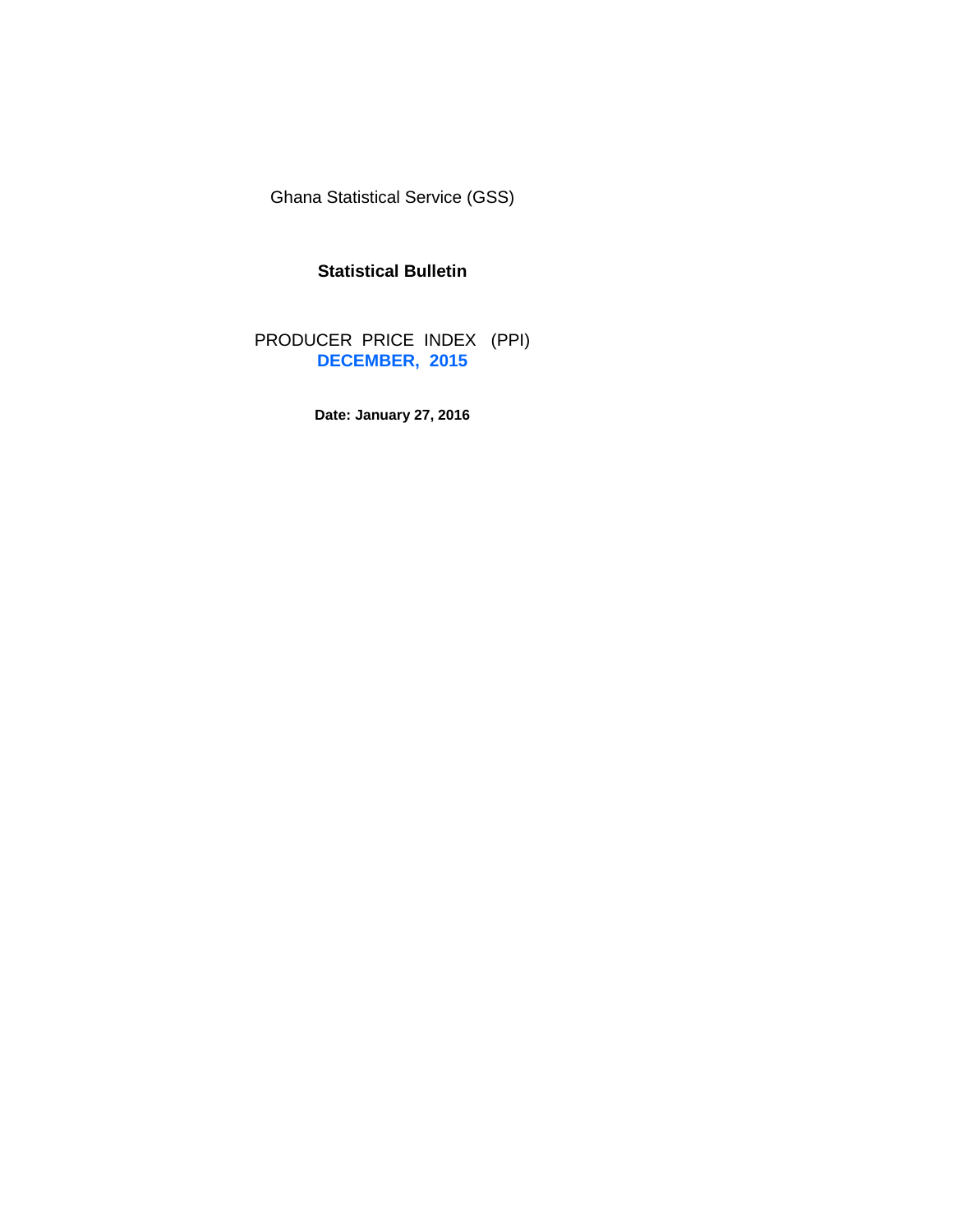Ghana Statistical Service (GSS)

**Statistical Bulletin**

PRODUCER PRICE INDEX (PPI)

**DECEMBER, 2015**

**Date: January 27, 2016**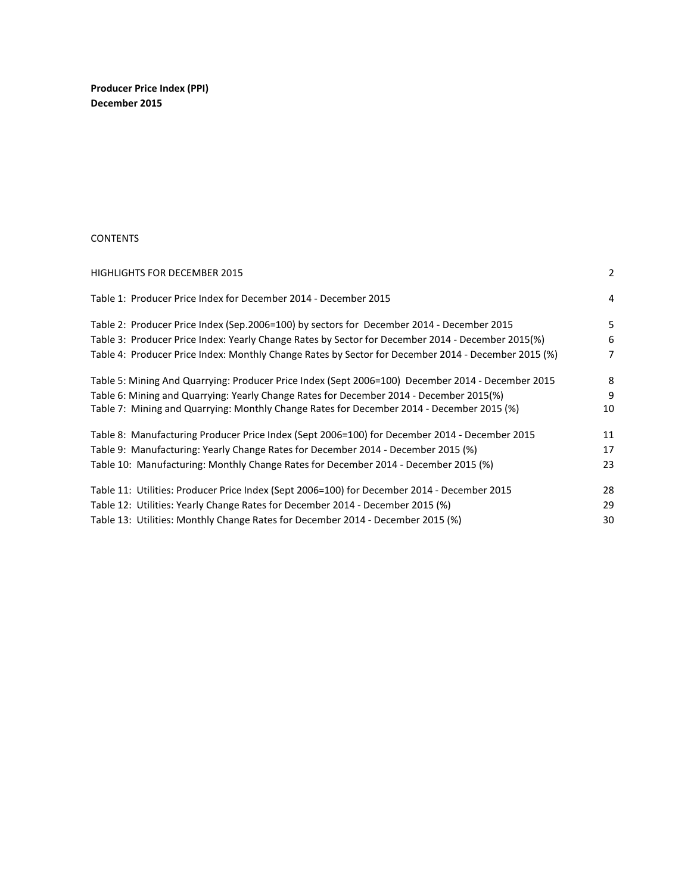**Producer Price Index (PPI)**
**December 2015**

CONTENTS

| | |
|---|---|
| HIGHLIGHTS FOR DECEMBER 2015 | 2 |
| Table 1: Producer Price Index for December 2014 - December 2015 | 4 |
| Table 2: Producer Price Index (Sep.2006=100) by sectors for December 2014 - December 2015 | 5 |
| Table 3: Producer Price Index: Yearly Change Rates by Sector for December 2014 - December 2015(%) | 6 |
| Table 4: Producer Price Index: Monthly Change Rates by Sector for December 2014 - December 2015 (%) | 7 |
| Table 5: Mining And Quarrying: Producer Price Index (Sept 2006=100) December 2014 - December 2015 | 8 |
| Table 6: Mining and Quarrying: Yearly Change Rates for December 2014 - December 2015(%) | 9 |
| Table 7: Mining and Quarrying: Monthly Change Rates for December 2014 - December 2015 (%) | 10 |
| Table 8: Manufacturing Producer Price Index (Sept 2006=100) for December 2014 - December 2015 | 11 |
| Table 9: Manufacturing: Yearly Change Rates for December 2014 - December 2015 (%) | 17 |
| Table 10: Manufacturing: Monthly Change Rates for December 2014 - December 2015 (%) | 23 |
| Table 11: Utilities: Producer Price Index (Sept 2006=100) for December 2014 - December 2015 | 28 |
| Table 12: Utilities: Yearly Change Rates for December 2014 - December 2015 (%) | 29 |
| Table 13: Utilities: Monthly Change Rates for December 2014 - December 2015 (%) | 30 |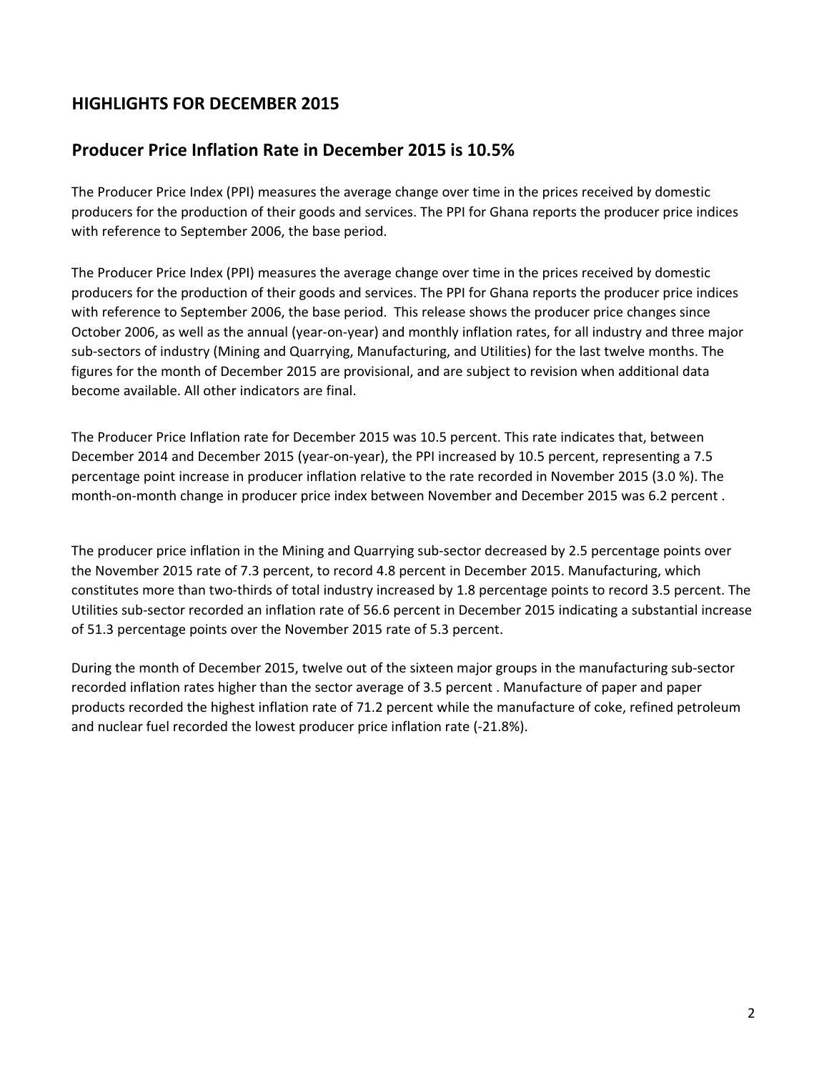## HIGHLIGHTS FOR DECEMBER 2015

## Producer Price Inflation Rate in December 2015 is 10.5%

The Producer Price Index (PPI) measures the average change over time in the prices received by domestic producers for the production of their goods and services. The PPI for Ghana reports the producer price indices with reference to September 2006, the base period.

The Producer Price Index (PPI) measures the average change over time in the prices received by domestic producers for the production of their goods and services. The PPI for Ghana reports the producer price indices with reference to September 2006, the base period. This release shows the producer price changes since October 2006, as well as the annual (year-on-year) and monthly inflation rates, for all industry and three major sub-sectors of industry (Mining and Quarrying, Manufacturing, and Utilities) for the last twelve months. The figures for the month of December 2015 are provisional, and are subject to revision when additional data become available. All other indicators are final.

The Producer Price Inflation rate for December 2015 was 10.5 percent. This rate indicates that, between December 2014 and December 2015 (year-on-year), the PPI increased by 10.5 percent, representing a 7.5 percentage point increase in producer inflation relative to the rate recorded in November 2015 (3.0 %). The month-on-month change in producer price index between November and December 2015 was 6.2 percent .

The producer price inflation in the Mining and Quarrying sub-sector decreased by 2.5 percentage points over the November 2015 rate of 7.3 percent, to record 4.8 percent in December 2015. Manufacturing, which constitutes more than two-thirds of total industry increased by 1.8 percentage points to record 3.5 percent. The Utilities sub-sector recorded an inflation rate of 56.6 percent in December 2015 indicating a substantial increase of 51.3 percentage points over the November 2015 rate of 5.3 percent.

During the month of December 2015, twelve out of the sixteen major groups in the manufacturing sub-sector recorded inflation rates higher than the sector average of 3.5 percent . Manufacture of paper and paper products recorded the highest inflation rate of 71.2 percent while the manufacture of coke, refined petroleum and nuclear fuel recorded the lowest producer price inflation rate (-21.8%).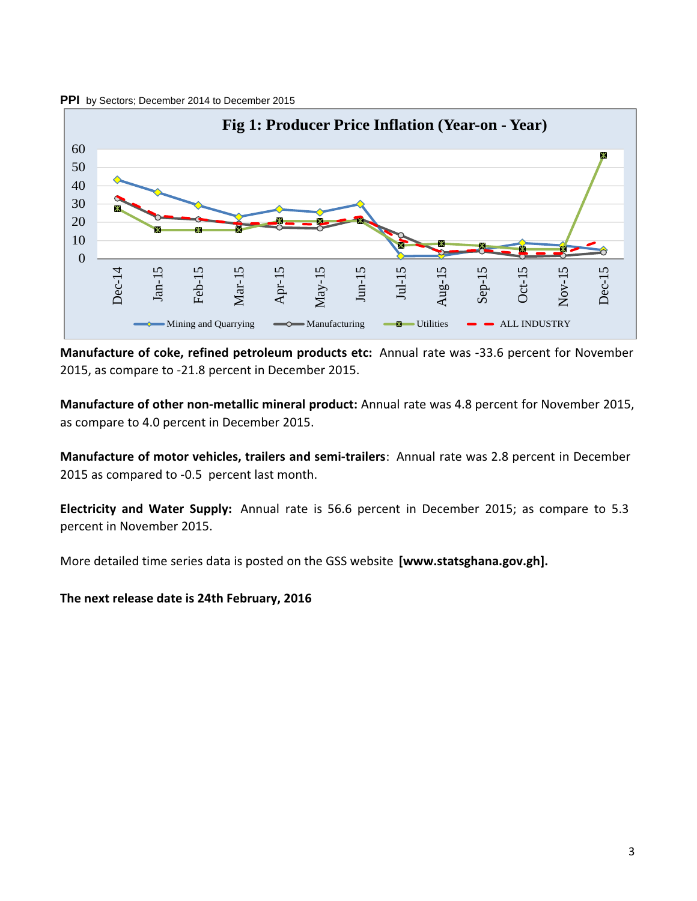**PPI** by Sectors; December 2014 to December 2015

**Manufacture of coke, refined petroleum products etc:** Annual rate was -33.6 percent for November 2015, as compare to -21.8 percent in December 2015.

**Manufacture of other non-metallic mineral product:** Annual rate was 4.8 percent for November 2015, as compare to 4.0 percent in December 2015.

**Manufacture of motor vehicles, trailers and semi-trailers**: Annual rate was 2.8 percent in December 2015 as compared to -0.5 percent last month.

**Electricity and Water Supply:** Annual rate is 56.6 percent in December 2015; as compare to 5.3 percent in November 2015.

More detailed time series data is posted on the GSS website **[www.statsghana.gov.gh].**

**The next release date is 24th February, 2016**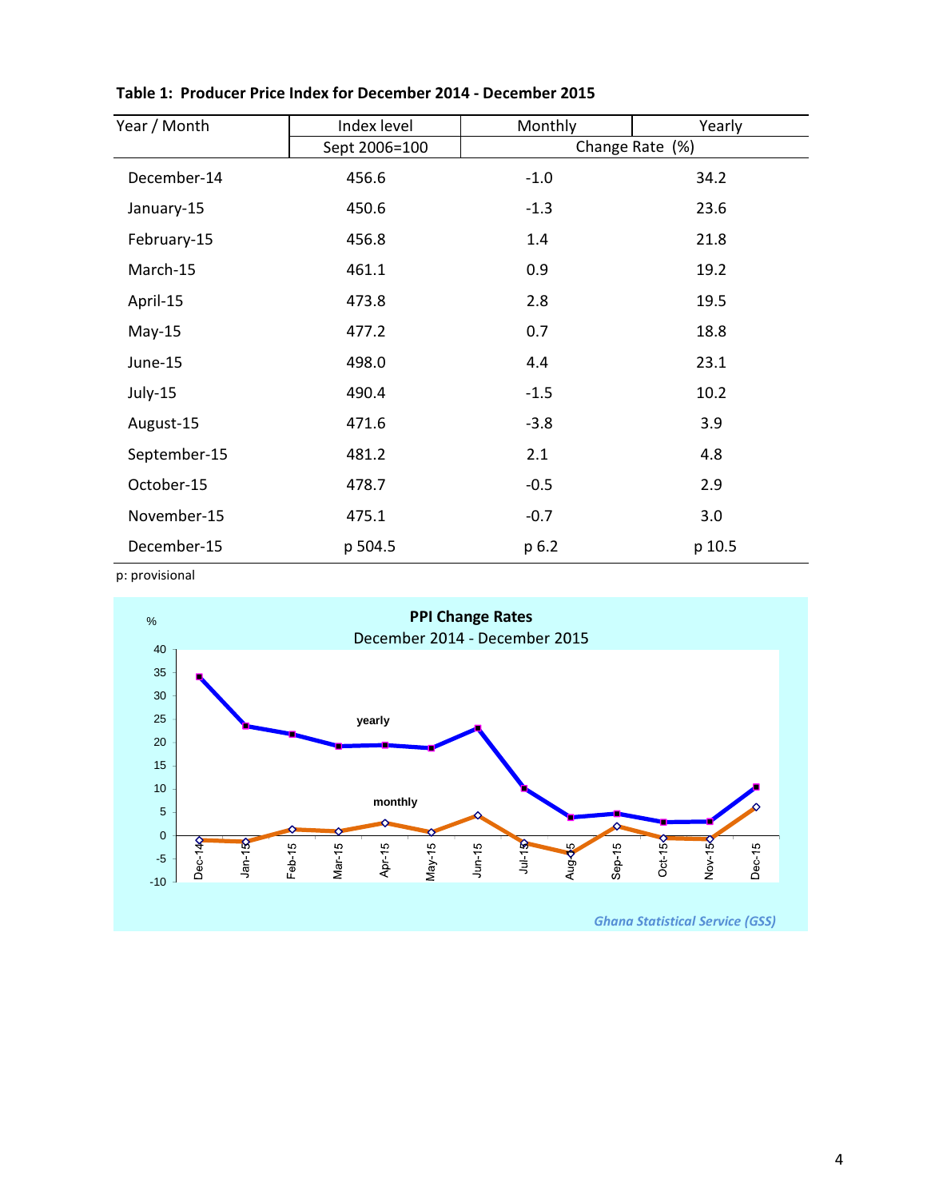**Table 1: Producer Price Index for December 2014 - December 2015**

| Year / Month | Index level | Monthly | Yearly |
|---|---|---|---|
| | Sept 2006=100 | Change Rate (%) | |
| December-14 | 456.6 | -1.0 | 34.2 |
| January-15 | 450.6 | -1.3 | 23.6 |
| February-15 | 456.8 | 1.4 | 21.8 |
| March-15 | 461.1 | 0.9 | 19.2 |
| April-15 | 473.8 | 2.8 | 19.5 |
| May-15 | 477.2 | 0.7 | 18.8 |
| June-15 | 498.0 | 4.4 | 23.1 |
| July-15 | 490.4 | -1.5 | 10.2 |
| August-15 | 471.6 | -3.8 | 3.9 |
| September-15 | 481.2 | 2.1 | 4.8 |
| October-15 | 478.7 | -0.5 | 2.9 |
| November-15 | 475.1 | -0.7 | 3.0 |
| December-15 | p 504.5 | p 6.2 | p 10.5 |

p: provisional

**PPI Change Rates**
December 2014 - December 2015

*Ghana Statistical Service (GSS)*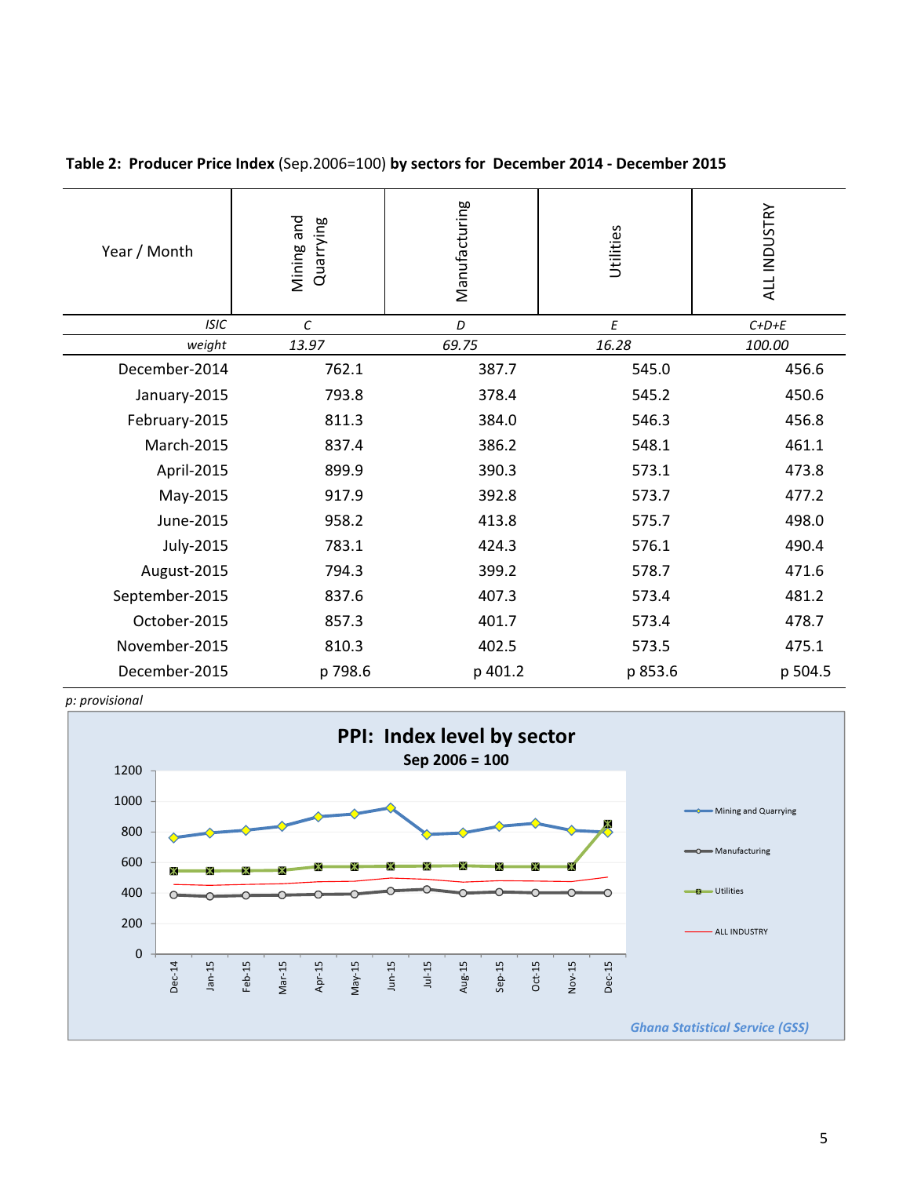**Table 2: Producer Price Index** (Sep.2006=100) **by sectors for December 2014 - December 2015**

| Year / Month | Mining and Quarrying | Manufacturing | Utilities | ALL INDUSTRY |
|---|---|---|---|---|
| *ISIC* | *C* | *D* | *E* | *C+D+E* |
| *weight* | *13.97* | *69.75* | *16.28* | *100.00* |
| December-2014 | 762.1 | 387.7 | 545.0 | 456.6 |
| January-2015 | 793.8 | 378.4 | 545.2 | 450.6 |
| February-2015 | 811.3 | 384.0 | 546.3 | 456.8 |
| March-2015 | 837.4 | 386.2 | 548.1 | 461.1 |
| April-2015 | 899.9 | 390.3 | 573.1 | 473.8 |
| May-2015 | 917.9 | 392.8 | 573.7 | 477.2 |
| June-2015 | 958.2 | 413.8 | 575.7 | 498.0 |
| July-2015 | 783.1 | 424.3 | 576.1 | 490.4 |
| August-2015 | 794.3 | 399.2 | 578.7 | 471.6 |
| September-2015 | 837.6 | 407.3 | 573.4 | 481.2 |
| October-2015 | 857.3 | 401.7 | 573.4 | 478.7 |
| November-2015 | 810.3 | 402.5 | 573.5 | 475.1 |
| December-2015 | p 798.6 | p 401.2 | p 853.6 | p 504.5 |

*p: provisional*

**PPI: Index level by sector**

**Sep 2006 = 100**

*Ghana Statistical Service (GSS)*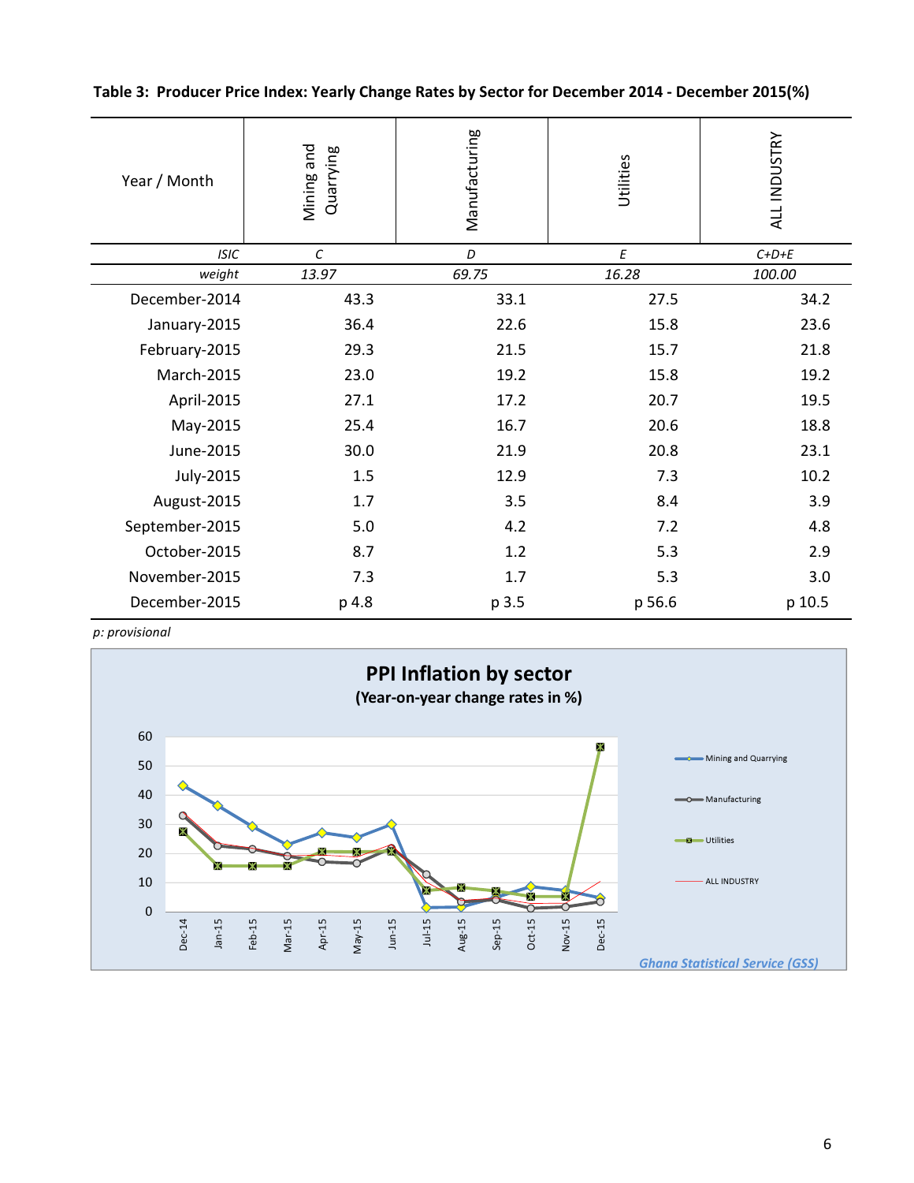**Table 3: Producer Price Index: Yearly Change Rates by Sector for December 2014 - December 2015(%)**

| Year / Month | Mining and Quarrying | Manufacturing | Utilities | ALL INDUSTRY |
|---|---|---|---|---|
| *ISIC* | *C* | *D* | *E* | *C+D+E* |
| *weight* | *13.97* | *69.75* | *16.28* | *100.00* |
| December-2014 | 43.3 | 33.1 | 27.5 | 34.2 |
| January-2015 | 36.4 | 22.6 | 15.8 | 23.6 |
| February-2015 | 29.3 | 21.5 | 15.7 | 21.8 |
| March-2015 | 23.0 | 19.2 | 15.8 | 19.2 |
| April-2015 | 27.1 | 17.2 | 20.7 | 19.5 |
| May-2015 | 25.4 | 16.7 | 20.6 | 18.8 |
| June-2015 | 30.0 | 21.9 | 20.8 | 23.1 |
| July-2015 | 1.5 | 12.9 | 7.3 | 10.2 |
| August-2015 | 1.7 | 3.5 | 8.4 | 3.9 |
| September-2015 | 5.0 | 4.2 | 7.2 | 4.8 |
| October-2015 | 8.7 | 1.2 | 5.3 | 2.9 |
| November-2015 | 7.3 | 1.7 | 5.3 | 3.0 |
| December-2015 | p 4.8 | p 3.5 | p 56.6 | p 10.5 |

*p: provisional*

**PPI Inflation by sector**

**(Year-on-year change rates in %)**

*Ghana Statistical Service (GSS)*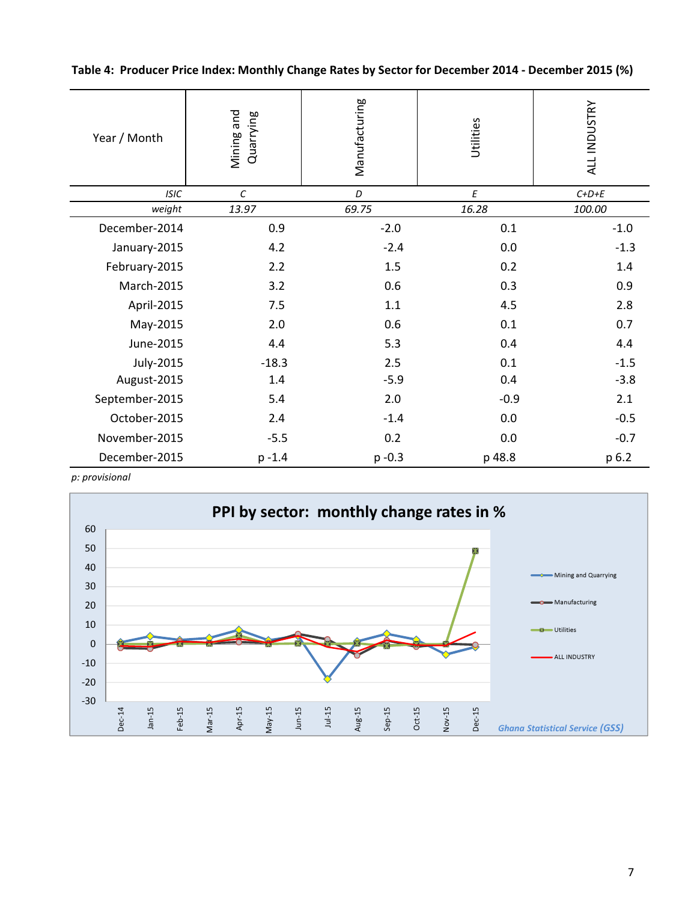**Table 4: Producer Price Index: Monthly Change Rates by Sector for December 2014 - December 2015 (%)**

| Year / Month | Mining and Quarrying | Manufacturing | Utilities | ALL INDUSTRY |
|---|---|---|---|---|
| *ISIC* | *C* | *D* | *E* | *C+D+E* |
| *weight* | *13.97* | *69.75* | *16.28* | *100.00* |
| December-2014 | 0.9 | -2.0 | 0.1 | -1.0 |
| January-2015 | 4.2 | -2.4 | 0.0 | -1.3 |
| February-2015 | 2.2 | 1.5 | 0.2 | 1.4 |
| March-2015 | 3.2 | 0.6 | 0.3 | 0.9 |
| April-2015 | 7.5 | 1.1 | 4.5 | 2.8 |
| May-2015 | 2.0 | 0.6 | 0.1 | 0.7 |
| June-2015 | 4.4 | 5.3 | 0.4 | 4.4 |
| July-2015 | -18.3 | 2.5 | 0.1 | -1.5 |
| August-2015 | 1.4 | -5.9 | 0.4 | -3.8 |
| September-2015 | 5.4 | 2.0 | -0.9 | 2.1 |
| October-2015 | 2.4 | -1.4 | 0.0 | -0.5 |
| November-2015 | -5.5 | 0.2 | 0.0 | -0.7 |
| December-2015 | p -1.4 | p -0.3 | p 48.8 | p 6.2 |

*p: provisional*

**PPI by sector: monthly change rates in %**

Ghana Statistical Service (GSS)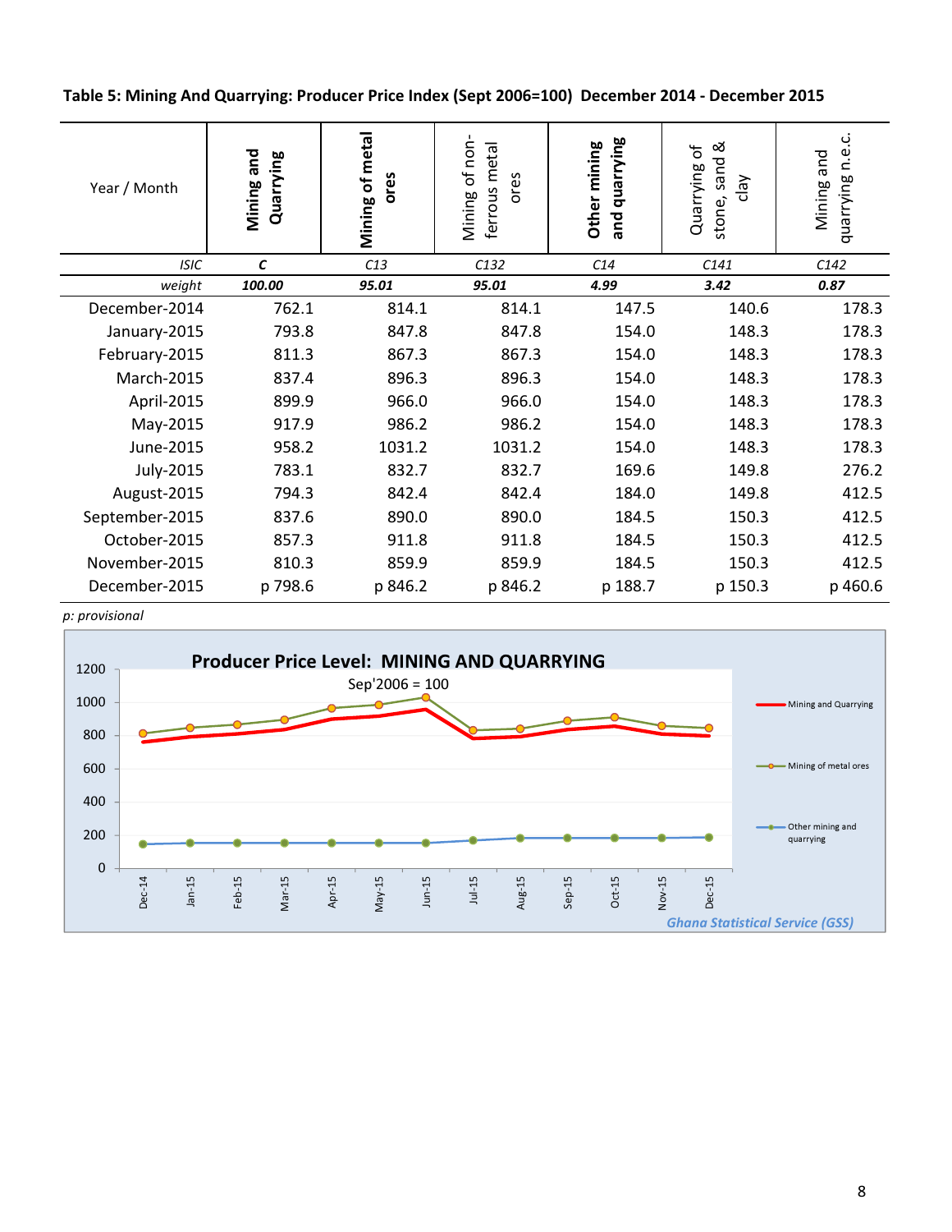**Table 5: Mining And Quarrying: Producer Price Index (Sept 2006=100) December 2014 - December 2015**

| Year / Month | **Mining and Quarrying** | **Mining of metal ores** | Mining of non-ferrous metal ores | **Other mining and quarrying** | Quarrying of stone, sand & clay | Mining and quarrying n.e.c. |
|---|---|---|---|---|---|---|
| *ISIC* | ***C*** | *C13* | *C132* | *C14* | *C141* | *C142* |
| *weight* | ***100.00*** | ***95.01*** | ***95.01*** | ***4.99*** | ***3.42*** | ***0.87*** |
| December-2014 | 762.1 | 814.1 | 814.1 | 147.5 | 140.6 | 178.3 |
| January-2015 | 793.8 | 847.8 | 847.8 | 154.0 | 148.3 | 178.3 |
| February-2015 | 811.3 | 867.3 | 867.3 | 154.0 | 148.3 | 178.3 |
| March-2015 | 837.4 | 896.3 | 896.3 | 154.0 | 148.3 | 178.3 |
| April-2015 | 899.9 | 966.0 | 966.0 | 154.0 | 148.3 | 178.3 |
| May-2015 | 917.9 | 986.2 | 986.2 | 154.0 | 148.3 | 178.3 |
| June-2015 | 958.2 | 1031.2 | 1031.2 | 154.0 | 148.3 | 178.3 |
| July-2015 | 783.1 | 832.7 | 832.7 | 169.6 | 149.8 | 276.2 |
| August-2015 | 794.3 | 842.4 | 842.4 | 184.0 | 149.8 | 412.5 |
| September-2015 | 837.6 | 890.0 | 890.0 | 184.5 | 150.3 | 412.5 |
| October-2015 | 857.3 | 911.8 | 911.8 | 184.5 | 150.3 | 412.5 |
| November-2015 | 810.3 | 859.9 | 859.9 | 184.5 | 150.3 | 412.5 |
| December-2015 | p 798.6 | p 846.2 | p 846.2 | p 188.7 | p 150.3 | p 460.6 |

*p: provisional*

**Producer Price Level: MINING AND QUARRYING**

Sep'2006 = 100

*Ghana Statistical Service (GSS)*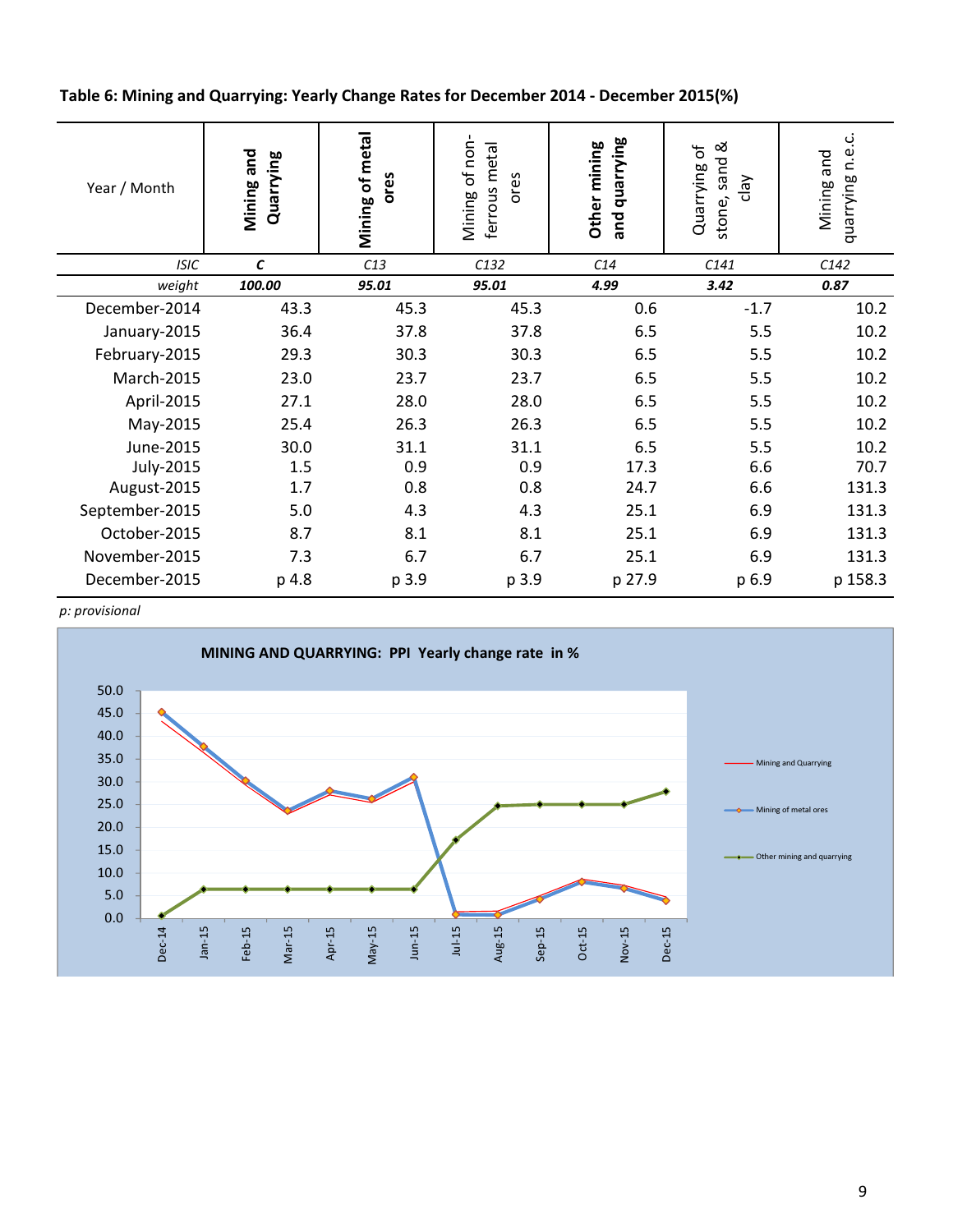**Table 6: Mining and Quarrying: Yearly Change Rates for December 2014 - December 2015(%)**

| Year / Month | **Mining and Quarrying** | **Mining of metal ores** | Mining of non-ferrous metal ores | **Other mining and quarrying** | Quarrying of stone, sand & clay | Mining and quarrying n.e.c. |
|---|---|---|---|---|---|---|
| *ISIC* | ***C*** | *C13* | *C132* | *C14* | *C141* | *C142* |
| *weight* | ***100.00*** | ***95.01*** | ***95.01*** | ***4.99*** | ***3.42*** | ***0.87*** |
| December-2014 | 43.3 | 45.3 | 45.3 | 0.6 | -1.7 | 10.2 |
| January-2015 | 36.4 | 37.8 | 37.8 | 6.5 | 5.5 | 10.2 |
| February-2015 | 29.3 | 30.3 | 30.3 | 6.5 | 5.5 | 10.2 |
| March-2015 | 23.0 | 23.7 | 23.7 | 6.5 | 5.5 | 10.2 |
| April-2015 | 27.1 | 28.0 | 28.0 | 6.5 | 5.5 | 10.2 |
| May-2015 | 25.4 | 26.3 | 26.3 | 6.5 | 5.5 | 10.2 |
| June-2015 | 30.0 | 31.1 | 31.1 | 6.5 | 5.5 | 10.2 |
| July-2015 | 1.5 | 0.9 | 0.9 | 17.3 | 6.6 | 70.7 |
| August-2015 | 1.7 | 0.8 | 0.8 | 24.7 | 6.6 | 131.3 |
| September-2015 | 5.0 | 4.3 | 4.3 | 25.1 | 6.9 | 131.3 |
| October-2015 | 8.7 | 8.1 | 8.1 | 25.1 | 6.9 | 131.3 |
| November-2015 | 7.3 | 6.7 | 6.7 | 25.1 | 6.9 | 131.3 |
| December-2015 | p 4.8 | p 3.9 | p 3.9 | p 27.9 | p 6.9 | p 158.3 |

*p: provisional*

**MINING AND QUARRYING: PPI Yearly change rate in %**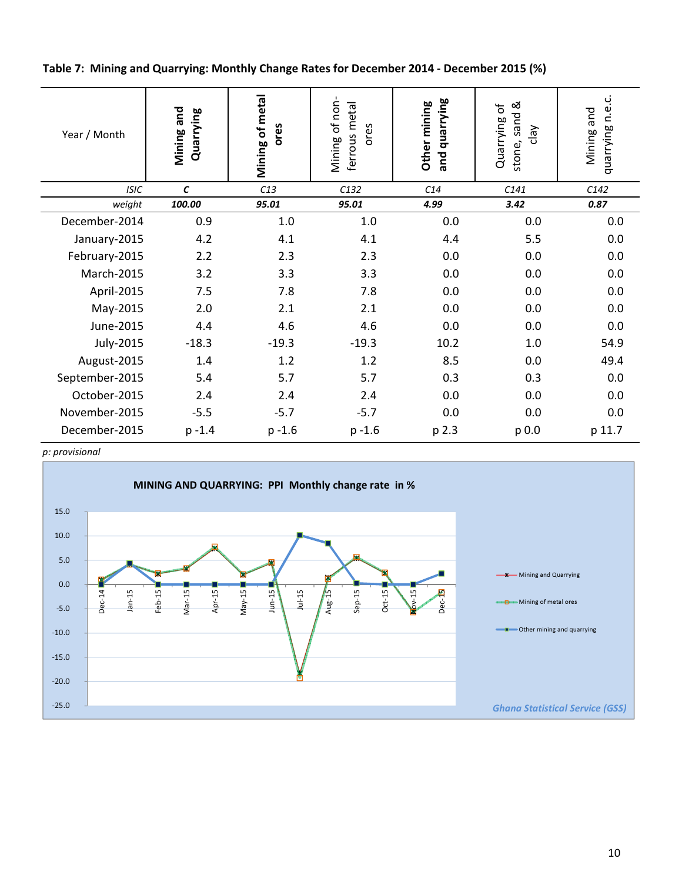**Table 7: Mining and Quarrying: Monthly Change Rates for December 2014 - December 2015 (%)**

| Year / Month | **Mining and Quarrying** | **Mining of metal ores** | Mining of non-ferrous metal ores | **Other mining and quarrying** | Quarrying of stone, sand & clay | Mining and quarrying n.e.c. |
|---|---|---|---|---|---|---|
| *ISIC* | ***C*** | *C13* | *C132* | *C14* | *C141* | *C142* |
| *weight* | ***100.00*** | ***95.01*** | ***95.01*** | ***4.99*** | ***3.42*** | ***0.87*** |
| December-2014 | 0.9 | 1.0 | 1.0 | 0.0 | 0.0 | 0.0 |
| January-2015 | 4.2 | 4.1 | 4.1 | 4.4 | 5.5 | 0.0 |
| February-2015 | 2.2 | 2.3 | 2.3 | 0.0 | 0.0 | 0.0 |
| March-2015 | 3.2 | 3.3 | 3.3 | 0.0 | 0.0 | 0.0 |
| April-2015 | 7.5 | 7.8 | 7.8 | 0.0 | 0.0 | 0.0 |
| May-2015 | 2.0 | 2.1 | 2.1 | 0.0 | 0.0 | 0.0 |
| June-2015 | 4.4 | 4.6 | 4.6 | 0.0 | 0.0 | 0.0 |
| July-2015 | -18.3 | -19.3 | -19.3 | 10.2 | 1.0 | 54.9 |
| August-2015 | 1.4 | 1.2 | 1.2 | 8.5 | 0.0 | 49.4 |
| September-2015 | 5.4 | 5.7 | 5.7 | 0.3 | 0.3 | 0.0 |
| October-2015 | 2.4 | 2.4 | 2.4 | 0.0 | 0.0 | 0.0 |
| November-2015 | -5.5 | -5.7 | -5.7 | 0.0 | 0.0 | 0.0 |
| December-2015 | p -1.4 | p -1.6 | p -1.6 | p 2.3 | p 0.0 | p 11.7 |

*p: provisional*

**MINING AND QUARRYING: PPI Monthly change rate in %**

*Ghana Statistical Service (GSS)*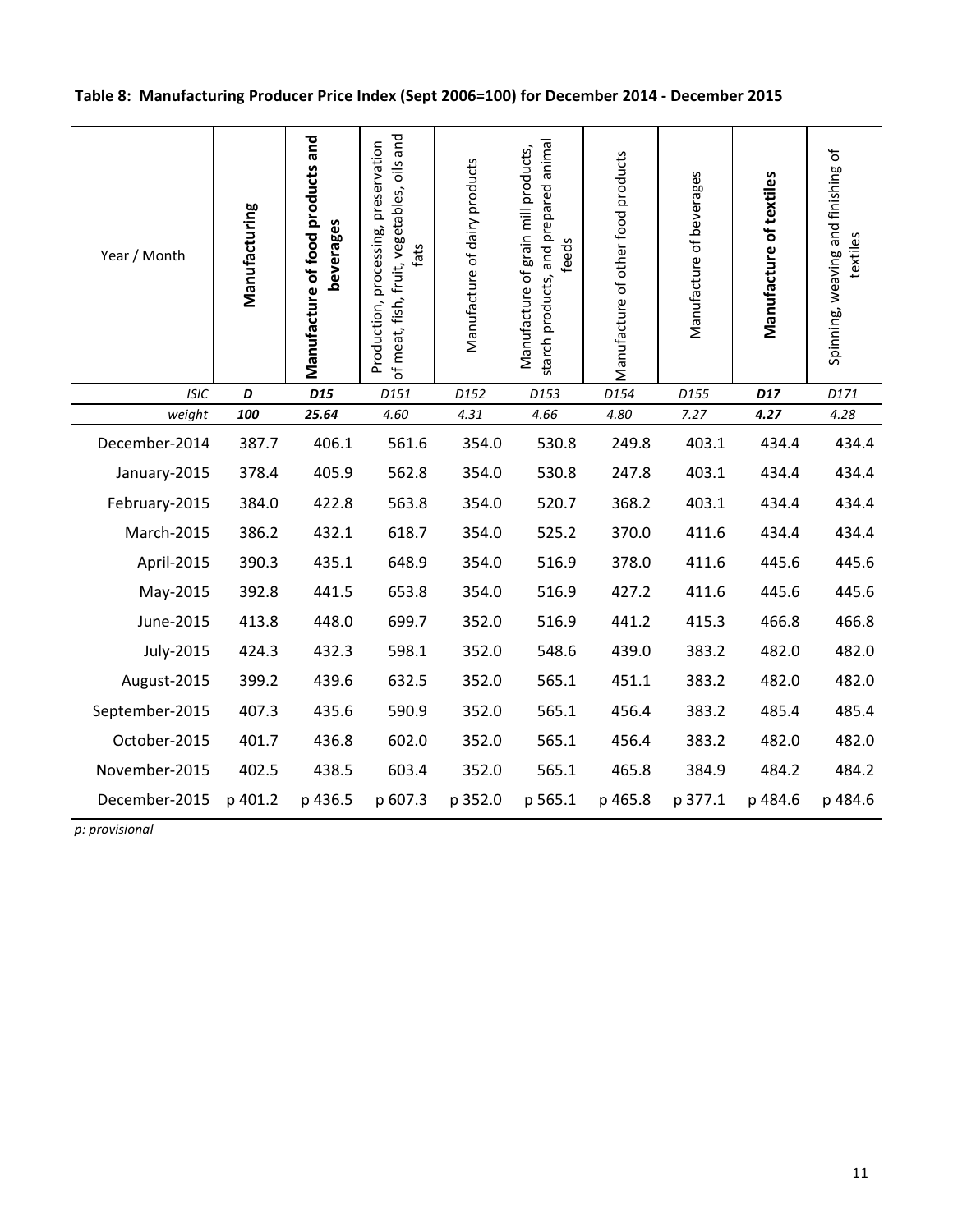**Table 8: Manufacturing Producer Price Index (Sept 2006=100) for December 2014 - December 2015**

| Year / Month | **Manufacturing** | **Manufacture of food products and beverages** | Production, processing, preservation of meat, fish, fruit, vegetables, oils and fats | Manufacture of dairy products | Manufacture of grain mill products, starch products, and prepared animal feeds | Manufacture of other food products | Manufacture of beverages | **Manufacture of textiles** | Spinning, weaving and finishing of textiles |
|---|---|---|---|---|---|---|---|---|---|
| *ISIC* | ***D*** | ***D15*** | *D151* | *D152* | *D153* | *D154* | *D155* | ***D17*** | *D171* |
| *weight* | ***100*** | ***25.64*** | *4.60* | *4.31* | *4.66* | *4.80* | *7.27* | ***4.27*** | *4.28* |
| December-2014 | 387.7 | 406.1 | 561.6 | 354.0 | 530.8 | 249.8 | 403.1 | 434.4 | 434.4 |
| January-2015 | 378.4 | 405.9 | 562.8 | 354.0 | 530.8 | 247.8 | 403.1 | 434.4 | 434.4 |
| February-2015 | 384.0 | 422.8 | 563.8 | 354.0 | 520.7 | 368.2 | 403.1 | 434.4 | 434.4 |
| March-2015 | 386.2 | 432.1 | 618.7 | 354.0 | 525.2 | 370.0 | 411.6 | 434.4 | 434.4 |
| April-2015 | 390.3 | 435.1 | 648.9 | 354.0 | 516.9 | 378.0 | 411.6 | 445.6 | 445.6 |
| May-2015 | 392.8 | 441.5 | 653.8 | 354.0 | 516.9 | 427.2 | 411.6 | 445.6 | 445.6 |
| June-2015 | 413.8 | 448.0 | 699.7 | 352.0 | 516.9 | 441.2 | 415.3 | 466.8 | 466.8 |
| July-2015 | 424.3 | 432.3 | 598.1 | 352.0 | 548.6 | 439.0 | 383.2 | 482.0 | 482.0 |
| August-2015 | 399.2 | 439.6 | 632.5 | 352.0 | 565.1 | 451.1 | 383.2 | 482.0 | 482.0 |
| September-2015 | 407.3 | 435.6 | 590.9 | 352.0 | 565.1 | 456.4 | 383.2 | 485.4 | 485.4 |
| October-2015 | 401.7 | 436.8 | 602.0 | 352.0 | 565.1 | 456.4 | 383.2 | 482.0 | 482.0 |
| November-2015 | 402.5 | 438.5 | 603.4 | 352.0 | 565.1 | 465.8 | 384.9 | 484.2 | 484.2 |
| December-2015 | p 401.2 | p 436.5 | p 607.3 | p 352.0 | p 565.1 | p 465.8 | p 377.1 | p 484.6 | p 484.6 |

*p: provisional*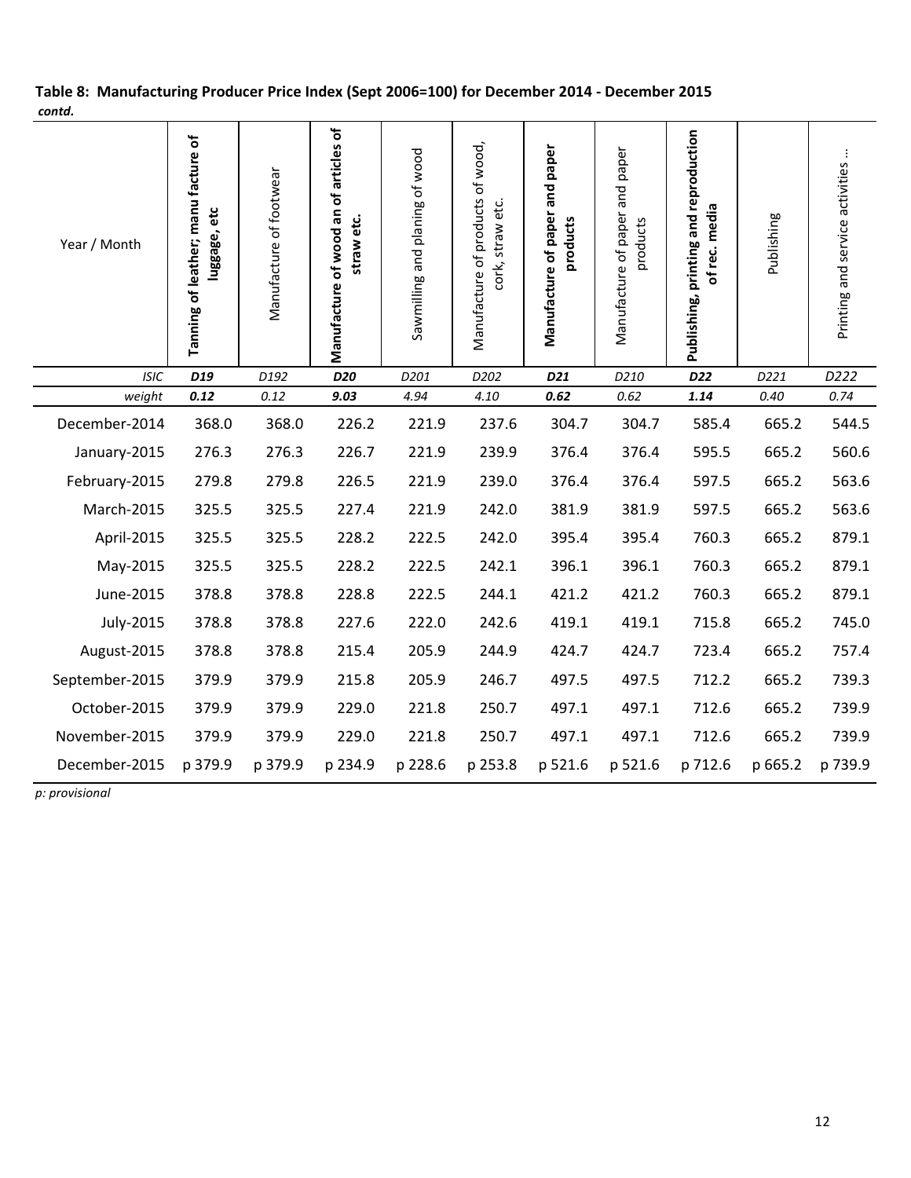**Table 8: Manufacturing Producer Price Index (Sept 2006=100) for December 2014 - December 2015**
***contd.***

| Year / Month | **Tanning of leather; manu facture of luggage, etc** | Manufacture of footwear | **Manufacture of wood an of articles of straw etc.** | Sawmilling and planing of wood | Manufacture of products of wood, cork, straw etc. | **Manufacture of paper and paper products** | Manufacture of paper and paper products | **Publishing, printing and reproduction of rec. media** | Publishing | Printing and service activities ... |
|---|---|---|---|---|---|---|---|---|---|---|
| *ISIC* | ***D19*** | *D192* | ***D20*** | *D201* | *D202* | ***D21*** | *D210* | ***D22*** | *D221* | *D222* |
| *weight* | ***0.12*** | *0.12* | ***9.03*** | *4.94* | *4.10* | ***0.62*** | *0.62* | ***1.14*** | *0.40* | *0.74* |
| December-2014 | 368.0 | 368.0 | 226.2 | 221.9 | 237.6 | 304.7 | 304.7 | 585.4 | 665.2 | 544.5 |
| January-2015 | 276.3 | 276.3 | 226.7 | 221.9 | 239.9 | 376.4 | 376.4 | 595.5 | 665.2 | 560.6 |
| February-2015 | 279.8 | 279.8 | 226.5 | 221.9 | 239.0 | 376.4 | 376.4 | 597.5 | 665.2 | 563.6 |
| March-2015 | 325.5 | 325.5 | 227.4 | 221.9 | 242.0 | 381.9 | 381.9 | 597.5 | 665.2 | 563.6 |
| April-2015 | 325.5 | 325.5 | 228.2 | 222.5 | 242.0 | 395.4 | 395.4 | 760.3 | 665.2 | 879.1 |
| May-2015 | 325.5 | 325.5 | 228.2 | 222.5 | 242.1 | 396.1 | 396.1 | 760.3 | 665.2 | 879.1 |
| June-2015 | 378.8 | 378.8 | 228.8 | 222.5 | 244.1 | 421.2 | 421.2 | 760.3 | 665.2 | 879.1 |
| July-2015 | 378.8 | 378.8 | 227.6 | 222.0 | 242.6 | 419.1 | 419.1 | 715.8 | 665.2 | 745.0 |
| August-2015 | 378.8 | 378.8 | 215.4 | 205.9 | 244.9 | 424.7 | 424.7 | 723.4 | 665.2 | 757.4 |
| September-2015 | 379.9 | 379.9 | 215.8 | 205.9 | 246.7 | 497.5 | 497.5 | 712.2 | 665.2 | 739.3 |
| October-2015 | 379.9 | 379.9 | 229.0 | 221.8 | 250.7 | 497.1 | 497.1 | 712.6 | 665.2 | 739.9 |
| November-2015 | 379.9 | 379.9 | 229.0 | 221.8 | 250.7 | 497.1 | 497.1 | 712.6 | 665.2 | 739.9 |
| December-2015 | p 379.9 | p 379.9 | p 234.9 | p 228.6 | p 253.8 | p 521.6 | p 521.6 | p 712.6 | p 665.2 | p 739.9 |

*p: provisional*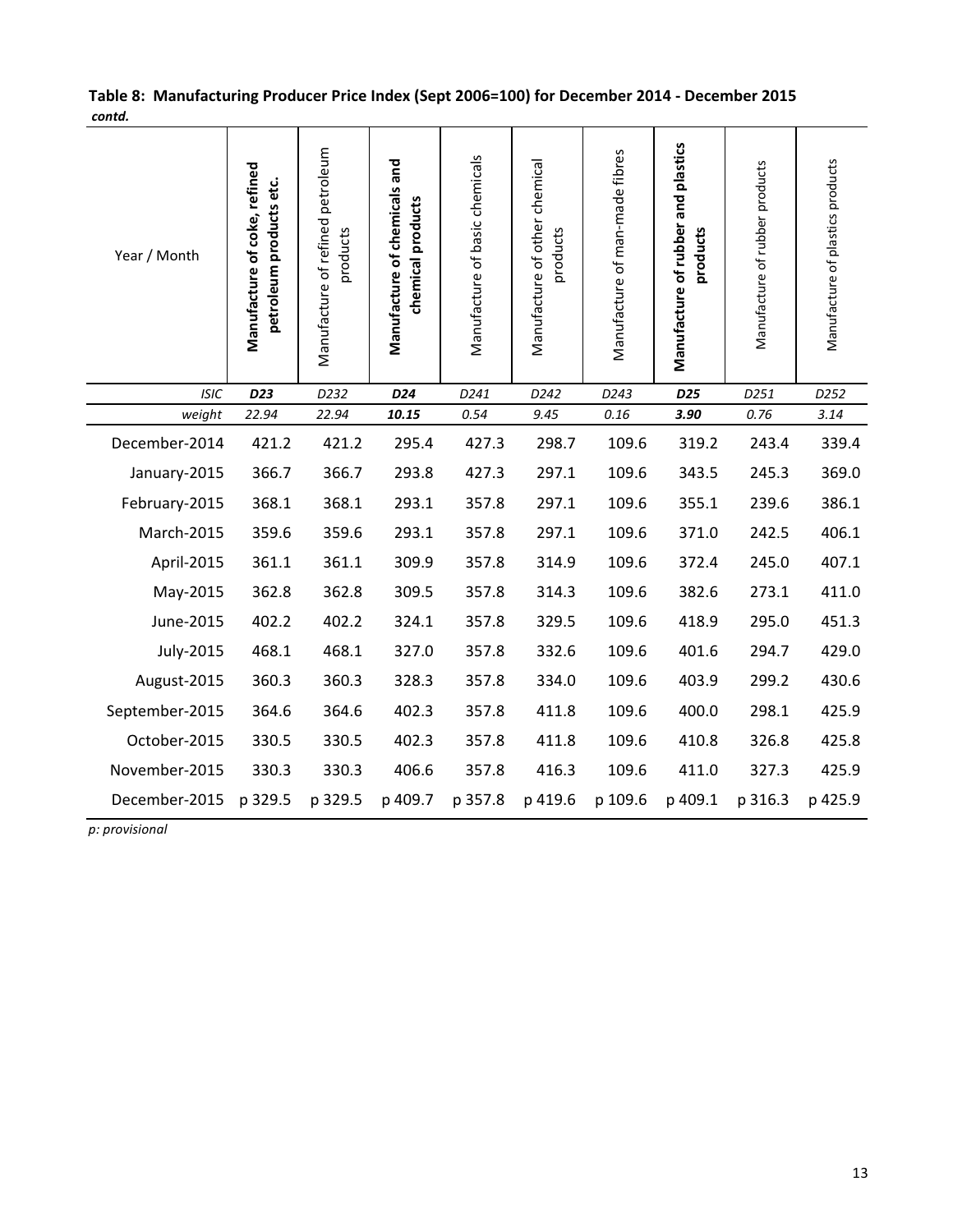**Table 8: Manufacturing Producer Price Index (Sept 2006=100) for December 2014 - December 2015**
*contd.*

| Year / Month | **Manufacture of coke, refined petroleum products etc.** | Manufacture of refined petroleum products | **Manufacture of chemicals and chemical products** | Manufacture of basic chemicals | Manufacture of other chemical products | Manufacture of man-made fibres | **Manufacture of rubber and plastics products** | Manufacture of rubber products | Manufacture of plastics products |
|---|---|---|---|---|---|---|---|---|---|
| *ISIC* | ***D23*** | *D232* | ***D24*** | *D241* | *D242* | *D243* | ***D25*** | *D251* | *D252* |
| *weight* | ***22.94*** | *22.94* | ***10.15*** | *0.54* | *9.45* | *0.16* | ***3.90*** | *0.76* | *3.14* |
| December-2014 | 421.2 | 421.2 | 295.4 | 427.3 | 298.7 | 109.6 | 319.2 | 243.4 | 339.4 |
| January-2015 | 366.7 | 366.7 | 293.8 | 427.3 | 297.1 | 109.6 | 343.5 | 245.3 | 369.0 |
| February-2015 | 368.1 | 368.1 | 293.1 | 357.8 | 297.1 | 109.6 | 355.1 | 239.6 | 386.1 |
| March-2015 | 359.6 | 359.6 | 293.1 | 357.8 | 297.1 | 109.6 | 371.0 | 242.5 | 406.1 |
| April-2015 | 361.1 | 361.1 | 309.9 | 357.8 | 314.9 | 109.6 | 372.4 | 245.0 | 407.1 |
| May-2015 | 362.8 | 362.8 | 309.5 | 357.8 | 314.3 | 109.6 | 382.6 | 273.1 | 411.0 |
| June-2015 | 402.2 | 402.2 | 324.1 | 357.8 | 329.5 | 109.6 | 418.9 | 295.0 | 451.3 |
| July-2015 | 468.1 | 468.1 | 327.0 | 357.8 | 332.6 | 109.6 | 401.6 | 294.7 | 429.0 |
| August-2015 | 360.3 | 360.3 | 328.3 | 357.8 | 334.0 | 109.6 | 403.9 | 299.2 | 430.6 |
| September-2015 | 364.6 | 364.6 | 402.3 | 357.8 | 411.8 | 109.6 | 400.0 | 298.1 | 425.9 |
| October-2015 | 330.5 | 330.5 | 402.3 | 357.8 | 411.8 | 109.6 | 410.8 | 326.8 | 425.8 |
| November-2015 | 330.3 | 330.3 | 406.6 | 357.8 | 416.3 | 109.6 | 411.0 | 327.3 | 425.9 |
| December-2015 | p 329.5 | p 329.5 | p 409.7 | p 357.8 | p 419.6 | p 109.6 | p 409.1 | p 316.3 | p 425.9 |

*p: provisional*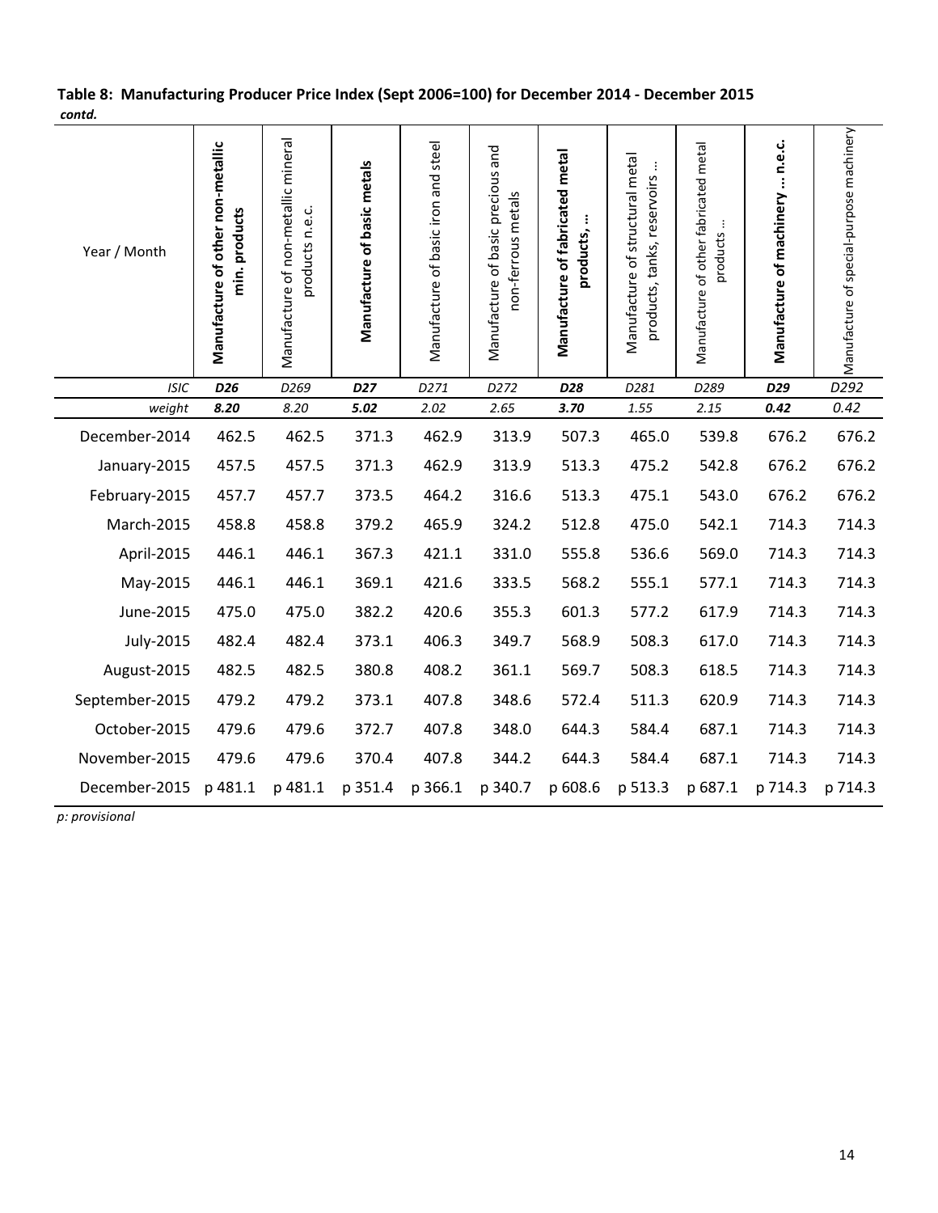**Table 8: Manufacturing Producer Price Index (Sept 2006=100) for December 2014 - December 2015**
***contd.***

| Year / Month | **Manufacture of other non-metallic min. products** | Manufacture of non-metallic mineral products n.e.c. | **Manufacture of basic metals** | Manufacture of basic iron and steel | Manufacture of basic precious and non-ferrous metals | **Manufacture of fabricated metal products, …** | Manufacture of structural metal products, tanks, reservoirs … | Manufacture of other fabricated metal products … | **Manufacture of machinery … n.e.c.** | Manufacture of special-purpose machinery |
|---|---|---|---|---|---|---|---|---|---|---|
| *ISIC* | ***D26*** | *D269* | ***D27*** | *D271* | *D272* | ***D28*** | *D281* | *D289* | ***D29*** | *D292* |
| *weight* | ***8.20*** | *8.20* | ***5.02*** | *2.02* | *2.65* | ***3.70*** | *1.55* | *2.15* | ***0.42*** | *0.42* |
| December-2014 | 462.5 | 462.5 | 371.3 | 462.9 | 313.9 | 507.3 | 465.0 | 539.8 | 676.2 | 676.2 |
| January-2015 | 457.5 | 457.5 | 371.3 | 462.9 | 313.9 | 513.3 | 475.2 | 542.8 | 676.2 | 676.2 |
| February-2015 | 457.7 | 457.7 | 373.5 | 464.2 | 316.6 | 513.3 | 475.1 | 543.0 | 676.2 | 676.2 |
| March-2015 | 458.8 | 458.8 | 379.2 | 465.9 | 324.2 | 512.8 | 475.0 | 542.1 | 714.3 | 714.3 |
| April-2015 | 446.1 | 446.1 | 367.3 | 421.1 | 331.0 | 555.8 | 536.6 | 569.0 | 714.3 | 714.3 |
| May-2015 | 446.1 | 446.1 | 369.1 | 421.6 | 333.5 | 568.2 | 555.1 | 577.1 | 714.3 | 714.3 |
| June-2015 | 475.0 | 475.0 | 382.2 | 420.6 | 355.3 | 601.3 | 577.2 | 617.9 | 714.3 | 714.3 |
| July-2015 | 482.4 | 482.4 | 373.1 | 406.3 | 349.7 | 568.9 | 508.3 | 617.0 | 714.3 | 714.3 |
| August-2015 | 482.5 | 482.5 | 380.8 | 408.2 | 361.1 | 569.7 | 508.3 | 618.5 | 714.3 | 714.3 |
| September-2015 | 479.2 | 479.2 | 373.1 | 407.8 | 348.6 | 572.4 | 511.3 | 620.9 | 714.3 | 714.3 |
| October-2015 | 479.6 | 479.6 | 372.7 | 407.8 | 348.0 | 644.3 | 584.4 | 687.1 | 714.3 | 714.3 |
| November-2015 | 479.6 | 479.6 | 370.4 | 407.8 | 344.2 | 644.3 | 584.4 | 687.1 | 714.3 | 714.3 |
| December-2015 | p 481.1 | p 481.1 | p 351.4 | p 366.1 | p 340.7 | p 608.6 | p 513.3 | p 687.1 | p 714.3 | p 714.3 |

*p: provisional*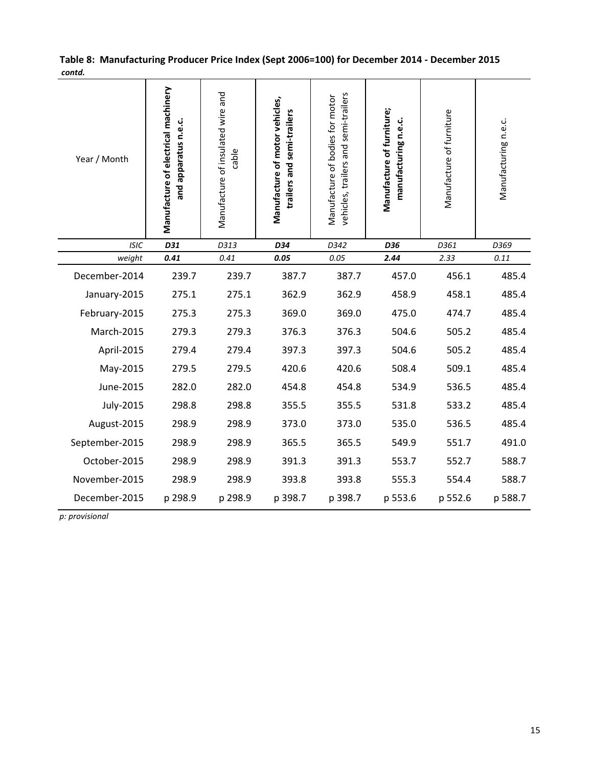**Table 8: Manufacturing Producer Price Index (Sept 2006=100) for December 2014 - December 2015** 
***contd.***

| Year / Month | **Manufacture of electrical machinery and apparatus n.e.c.** | Manufacture of insulated wire and cable | **Manufacture of motor vehicles, trailers and semi-trailers** | Manufacture of bodies for motor vehicles, trailers and semi-trailers | **Manufacture of furniture; manufacturing n.e.c.** | Manufacture of furniture | Manufacturing n.e.c. |
|---|---|---|---|---|---|---|---|
| *ISIC* | ***D31*** | *D313* | ***D34*** | *D342* | ***D36*** | *D361* | *D369* |
| *weight* | ***0.41*** | *0.41* | ***0.05*** | *0.05* | ***2.44*** | *2.33* | *0.11* |
| December-2014 | 239.7 | 239.7 | 387.7 | 387.7 | 457.0 | 456.1 | 485.4 |
| January-2015 | 275.1 | 275.1 | 362.9 | 362.9 | 458.9 | 458.1 | 485.4 |
| February-2015 | 275.3 | 275.3 | 369.0 | 369.0 | 475.0 | 474.7 | 485.4 |
| March-2015 | 279.3 | 279.3 | 376.3 | 376.3 | 504.6 | 505.2 | 485.4 |
| April-2015 | 279.4 | 279.4 | 397.3 | 397.3 | 504.6 | 505.2 | 485.4 |
| May-2015 | 279.5 | 279.5 | 420.6 | 420.6 | 508.4 | 509.1 | 485.4 |
| June-2015 | 282.0 | 282.0 | 454.8 | 454.8 | 534.9 | 536.5 | 485.4 |
| July-2015 | 298.8 | 298.8 | 355.5 | 355.5 | 531.8 | 533.2 | 485.4 |
| August-2015 | 298.9 | 298.9 | 373.0 | 373.0 | 535.0 | 536.5 | 485.4 |
| September-2015 | 298.9 | 298.9 | 365.5 | 365.5 | 549.9 | 551.7 | 491.0 |
| October-2015 | 298.9 | 298.9 | 391.3 | 391.3 | 553.7 | 552.7 | 588.7 |
| November-2015 | 298.9 | 298.9 | 393.8 | 393.8 | 555.3 | 554.4 | 588.7 |
| December-2015 | p 298.9 | p 298.9 | p 398.7 | p 398.7 | p 553.6 | p 552.6 | p 588.7 |

*p: provisional*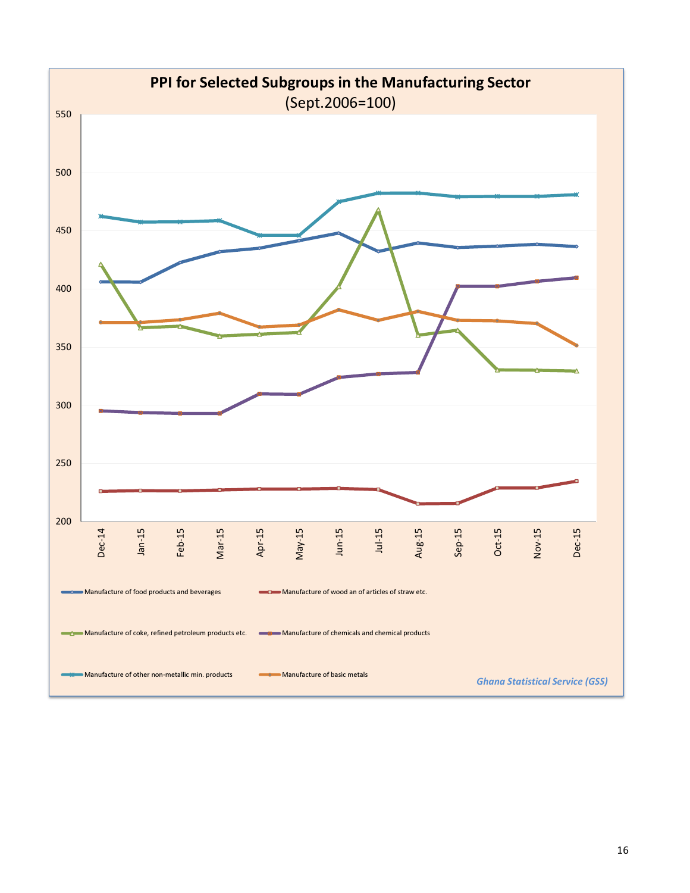## PPI for Selected Subgroups in the Manufacturing Sector

(Sept.2006=100)

- Manufacture of food products and beverages
- Manufacture of wood an of articles of straw etc.
- Manufacture of coke, refined petroleum products etc.
- Manufacture of chemicals and chemical products
- Manufacture of other non-metallic min. products
- Manufacture of basic metals

*Ghana Statistical Service (GSS)*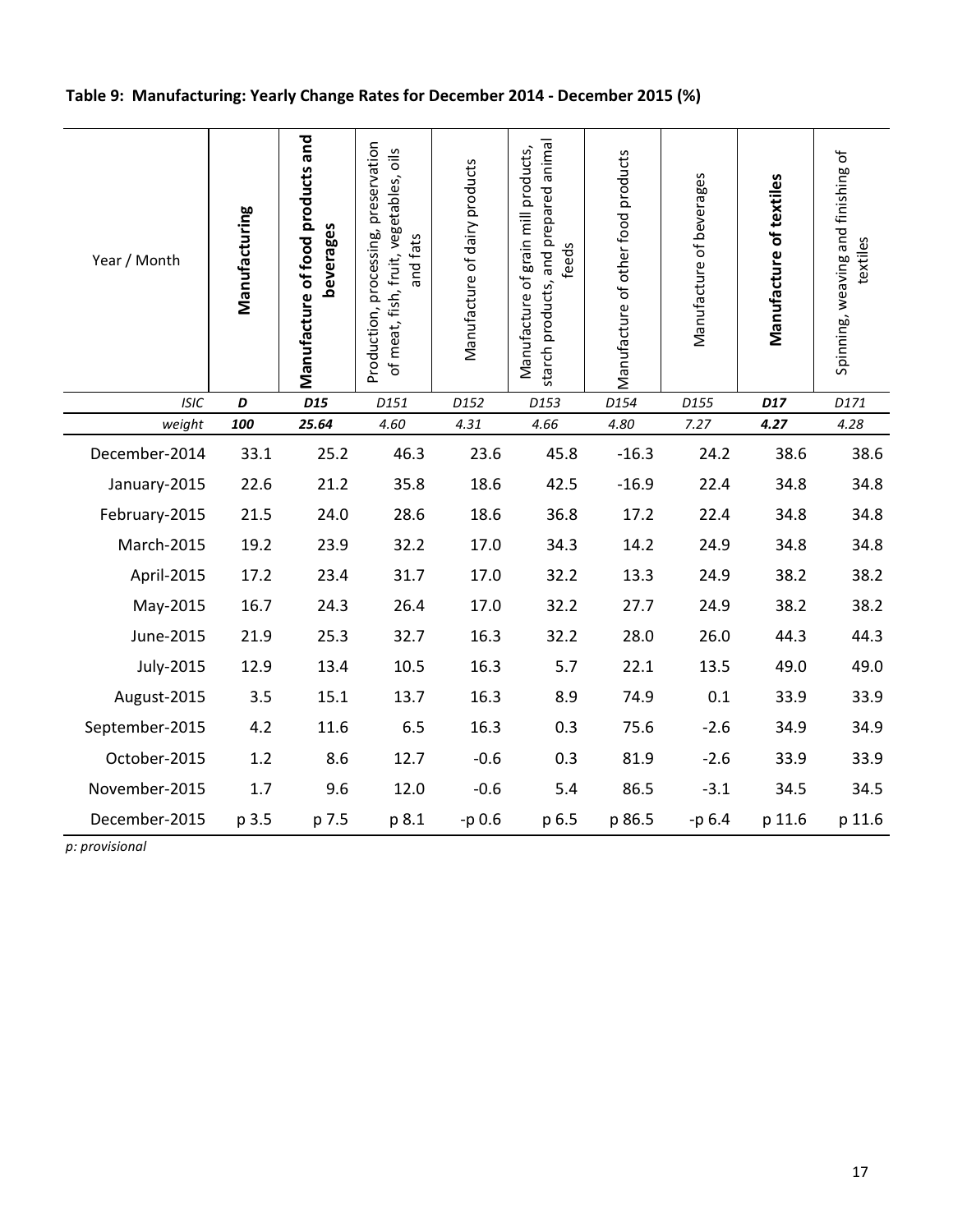**Table 9: Manufacturing: Yearly Change Rates for December 2014 - December 2015 (%)**

| Year / Month | **Manufacturing** | **Manufacture of food products and beverages** | Production, processing, preservation of meat, fish, fruit, vegetables, oils and fats | Manufacture of dairy products | Manufacture of grain mill products, starch products, and prepared animal feeds | Manufacture of other food products | Manufacture of beverages | **Manufacture of textiles** | Spinning, weaving and finishing of textiles |
|---|---|---|---|---|---|---|---|---|---|
| *ISIC* | ***D*** | ***D15*** | *D151* | *D152* | *D153* | *D154* | *D155* | ***D17*** | *D171* |
| *weight* | ***100*** | ***25.64*** | *4.60* | *4.31* | *4.66* | *4.80* | *7.27* | ***4.27*** | *4.28* |
| December-2014 | 33.1 | 25.2 | 46.3 | 23.6 | 45.8 | -16.3 | 24.2 | 38.6 | 38.6 |
| January-2015 | 22.6 | 21.2 | 35.8 | 18.6 | 42.5 | -16.9 | 22.4 | 34.8 | 34.8 |
| February-2015 | 21.5 | 24.0 | 28.6 | 18.6 | 36.8 | 17.2 | 22.4 | 34.8 | 34.8 |
| March-2015 | 19.2 | 23.9 | 32.2 | 17.0 | 34.3 | 14.2 | 24.9 | 34.8 | 34.8 |
| April-2015 | 17.2 | 23.4 | 31.7 | 17.0 | 32.2 | 13.3 | 24.9 | 38.2 | 38.2 |
| May-2015 | 16.7 | 24.3 | 26.4 | 17.0 | 32.2 | 27.7 | 24.9 | 38.2 | 38.2 |
| June-2015 | 21.9 | 25.3 | 32.7 | 16.3 | 32.2 | 28.0 | 26.0 | 44.3 | 44.3 |
| July-2015 | 12.9 | 13.4 | 10.5 | 16.3 | 5.7 | 22.1 | 13.5 | 49.0 | 49.0 |
| August-2015 | 3.5 | 15.1 | 13.7 | 16.3 | 8.9 | 74.9 | 0.1 | 33.9 | 33.9 |
| September-2015 | 4.2 | 11.6 | 6.5 | 16.3 | 0.3 | 75.6 | -2.6 | 34.9 | 34.9 |
| October-2015 | 1.2 | 8.6 | 12.7 | -0.6 | 0.3 | 81.9 | -2.6 | 33.9 | 33.9 |
| November-2015 | 1.7 | 9.6 | 12.0 | -0.6 | 5.4 | 86.5 | -3.1 | 34.5 | 34.5 |
| December-2015 | p 3.5 | p 7.5 | p 8.1 | -p 0.6 | p 6.5 | p 86.5 | -p 6.4 | p 11.6 | p 11.6 |

*p: provisional*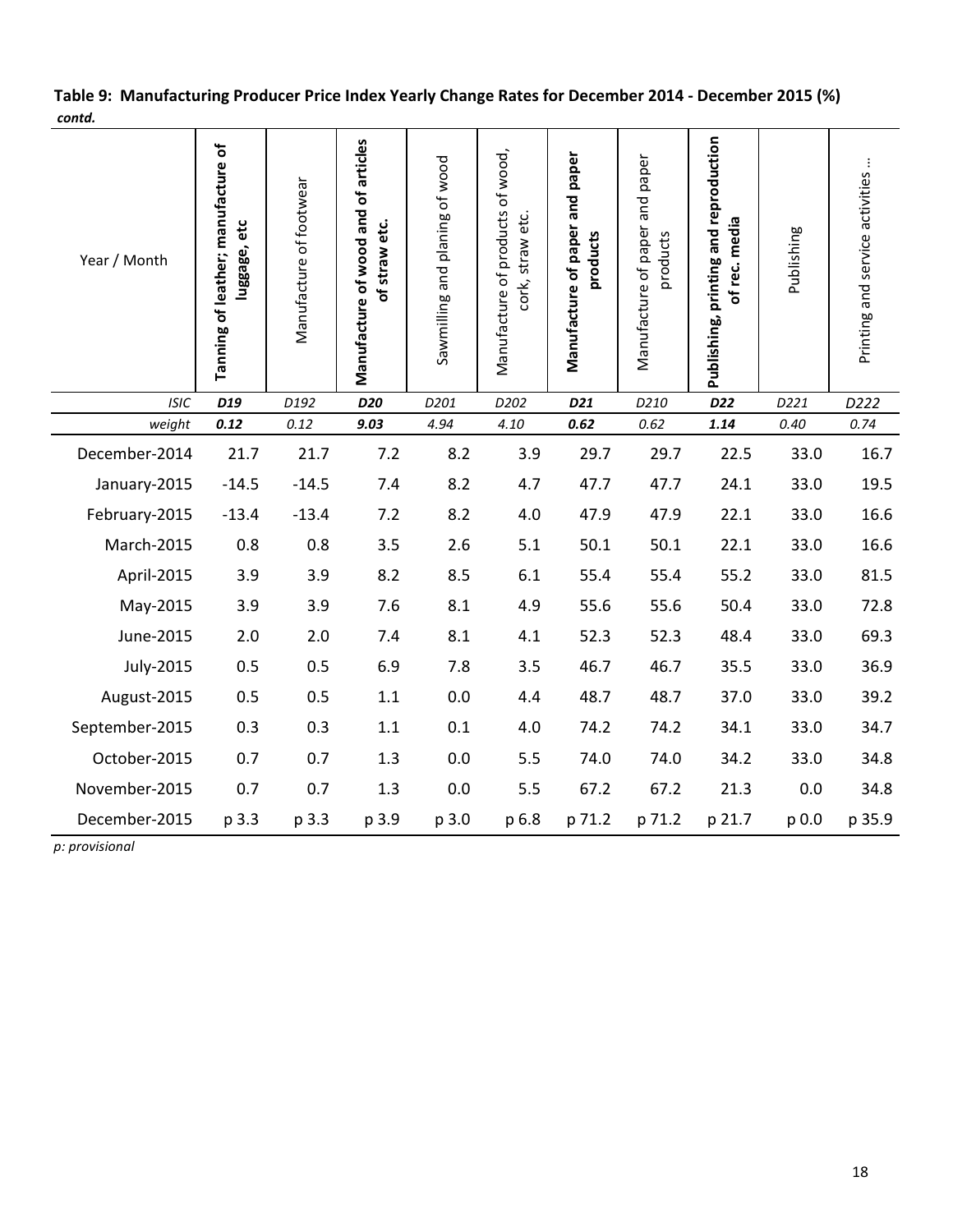**Table 9: Manufacturing Producer Price Index Yearly Change Rates for December 2014 - December 2015 (%)**
***contd.***

| Year / Month | **Tanning of leather; manufacture of luggage, etc** | Manufacture of footwear | **Manufacture of wood and of articles of straw etc.** | Sawmilling and planing of wood | Manufacture of products of wood, cork, straw etc. | **Manufacture of paper and paper products** | Manufacture of paper and paper products | **Publishing, printing and reproduction of rec. media** | Publishing | Printing and service activities ... |
|---|---|---|---|---|---|---|---|---|---|---|
| *ISIC* | ***D19*** | *D192* | ***D20*** | *D201* | *D202* | ***D21*** | *D210* | ***D22*** | *D221* | *D222* |
| *weight* | ***0.12*** | *0.12* | ***9.03*** | *4.94* | *4.10* | ***0.62*** | *0.62* | ***1.14*** | *0.40* | *0.74* |
| December-2014 | 21.7 | 21.7 | 7.2 | 8.2 | 3.9 | 29.7 | 29.7 | 22.5 | 33.0 | 16.7 |
| January-2015 | -14.5 | -14.5 | 7.4 | 8.2 | 4.7 | 47.7 | 47.7 | 24.1 | 33.0 | 19.5 |
| February-2015 | -13.4 | -13.4 | 7.2 | 8.2 | 4.0 | 47.9 | 47.9 | 22.1 | 33.0 | 16.6 |
| March-2015 | 0.8 | 0.8 | 3.5 | 2.6 | 5.1 | 50.1 | 50.1 | 22.1 | 33.0 | 16.6 |
| April-2015 | 3.9 | 3.9 | 8.2 | 8.5 | 6.1 | 55.4 | 55.4 | 55.2 | 33.0 | 81.5 |
| May-2015 | 3.9 | 3.9 | 7.6 | 8.1 | 4.9 | 55.6 | 55.6 | 50.4 | 33.0 | 72.8 |
| June-2015 | 2.0 | 2.0 | 7.4 | 8.1 | 4.1 | 52.3 | 52.3 | 48.4 | 33.0 | 69.3 |
| July-2015 | 0.5 | 0.5 | 6.9 | 7.8 | 3.5 | 46.7 | 46.7 | 35.5 | 33.0 | 36.9 |
| August-2015 | 0.5 | 0.5 | 1.1 | 0.0 | 4.4 | 48.7 | 48.7 | 37.0 | 33.0 | 39.2 |
| September-2015 | 0.3 | 0.3 | 1.1 | 0.1 | 4.0 | 74.2 | 74.2 | 34.1 | 33.0 | 34.7 |
| October-2015 | 0.7 | 0.7 | 1.3 | 0.0 | 5.5 | 74.0 | 74.0 | 34.2 | 33.0 | 34.8 |
| November-2015 | 0.7 | 0.7 | 1.3 | 0.0 | 5.5 | 67.2 | 67.2 | 21.3 | 0.0 | 34.8 |
| December-2015 | p 3.3 | p 3.3 | p 3.9 | p 3.0 | p 6.8 | p 71.2 | p 71.2 | p 21.7 | p 0.0 | p 35.9 |

*p: provisional*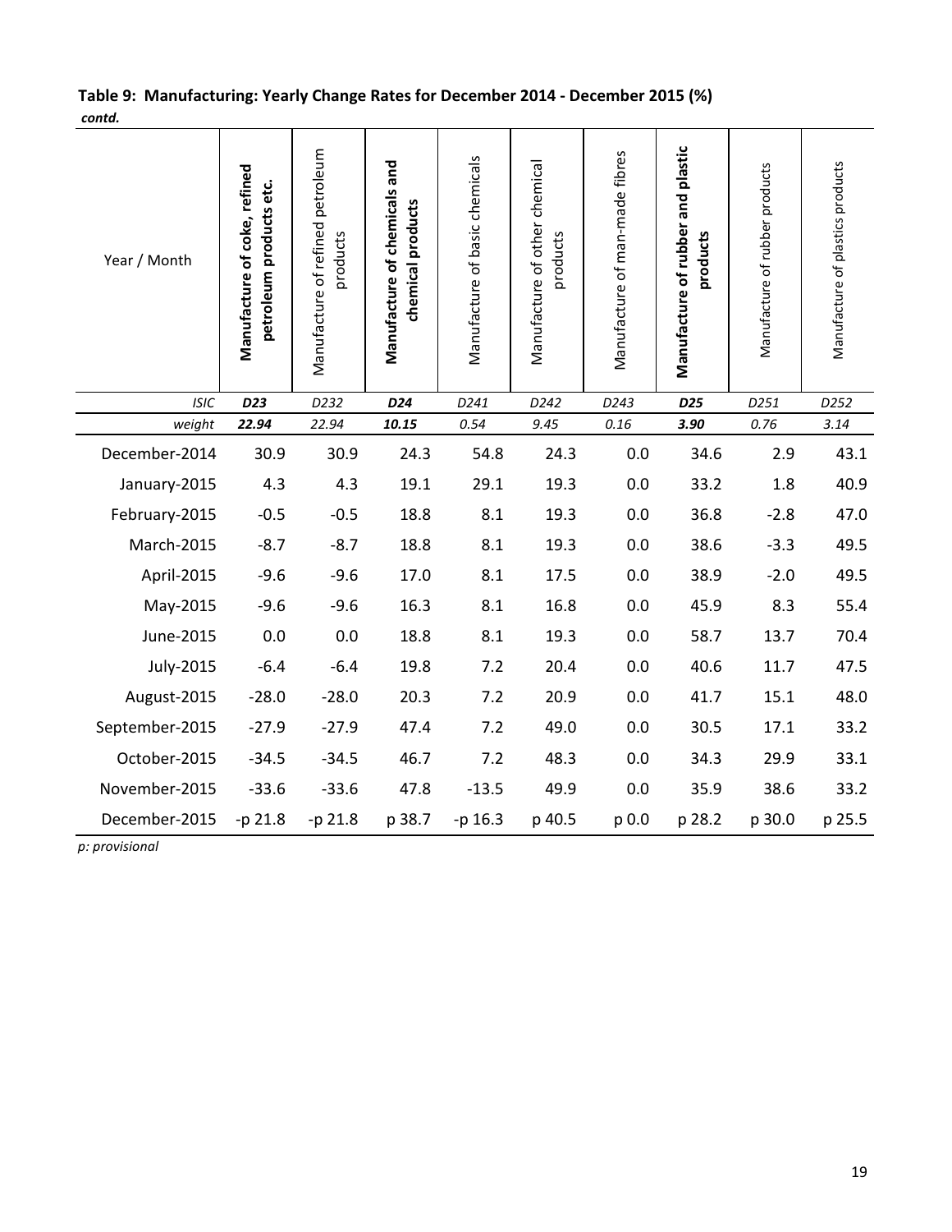**Table 9: Manufacturing: Yearly Change Rates for December 2014 - December 2015 (%)**
***contd.***

| Year / Month | **Manufacture of coke, refined petroleum products etc.** | Manufacture of refined petroleum products | **Manufacture of chemicals and chemical products** | Manufacture of basic chemicals | Manufacture of other chemical products | Manufacture of man-made fibres | **Manufacture of rubber and plastic products** | Manufacture of rubber products | Manufacture of plastics products |
|---|---|---|---|---|---|---|---|---|---|
| *ISIC* | ***D23*** | *D232* | ***D24*** | *D241* | *D242* | *D243* | ***D25*** | *D251* | *D252* |
| *weight* | ***22.94*** | *22.94* | ***10.15*** | *0.54* | *9.45* | *0.16* | ***3.90*** | *0.76* | *3.14* |
| December-2014 | 30.9 | 30.9 | 24.3 | 54.8 | 24.3 | 0.0 | 34.6 | 2.9 | 43.1 |
| January-2015 | 4.3 | 4.3 | 19.1 | 29.1 | 19.3 | 0.0 | 33.2 | 1.8 | 40.9 |
| February-2015 | -0.5 | -0.5 | 18.8 | 8.1 | 19.3 | 0.0 | 36.8 | -2.8 | 47.0 |
| March-2015 | -8.7 | -8.7 | 18.8 | 8.1 | 19.3 | 0.0 | 38.6 | -3.3 | 49.5 |
| April-2015 | -9.6 | -9.6 | 17.0 | 8.1 | 17.5 | 0.0 | 38.9 | -2.0 | 49.5 |
| May-2015 | -9.6 | -9.6 | 16.3 | 8.1 | 16.8 | 0.0 | 45.9 | 8.3 | 55.4 |
| June-2015 | 0.0 | 0.0 | 18.8 | 8.1 | 19.3 | 0.0 | 58.7 | 13.7 | 70.4 |
| July-2015 | -6.4 | -6.4 | 19.8 | 7.2 | 20.4 | 0.0 | 40.6 | 11.7 | 47.5 |
| August-2015 | -28.0 | -28.0 | 20.3 | 7.2 | 20.9 | 0.0 | 41.7 | 15.1 | 48.0 |
| September-2015 | -27.9 | -27.9 | 47.4 | 7.2 | 49.0 | 0.0 | 30.5 | 17.1 | 33.2 |
| October-2015 | -34.5 | -34.5 | 46.7 | 7.2 | 48.3 | 0.0 | 34.3 | 29.9 | 33.1 |
| November-2015 | -33.6 | -33.6 | 47.8 | -13.5 | 49.9 | 0.0 | 35.9 | 38.6 | 33.2 |
| December-2015 | -p 21.8 | -p 21.8 | p 38.7 | -p 16.3 | p 40.5 | p 0.0 | p 28.2 | p 30.0 | p 25.5 |

*p: provisional*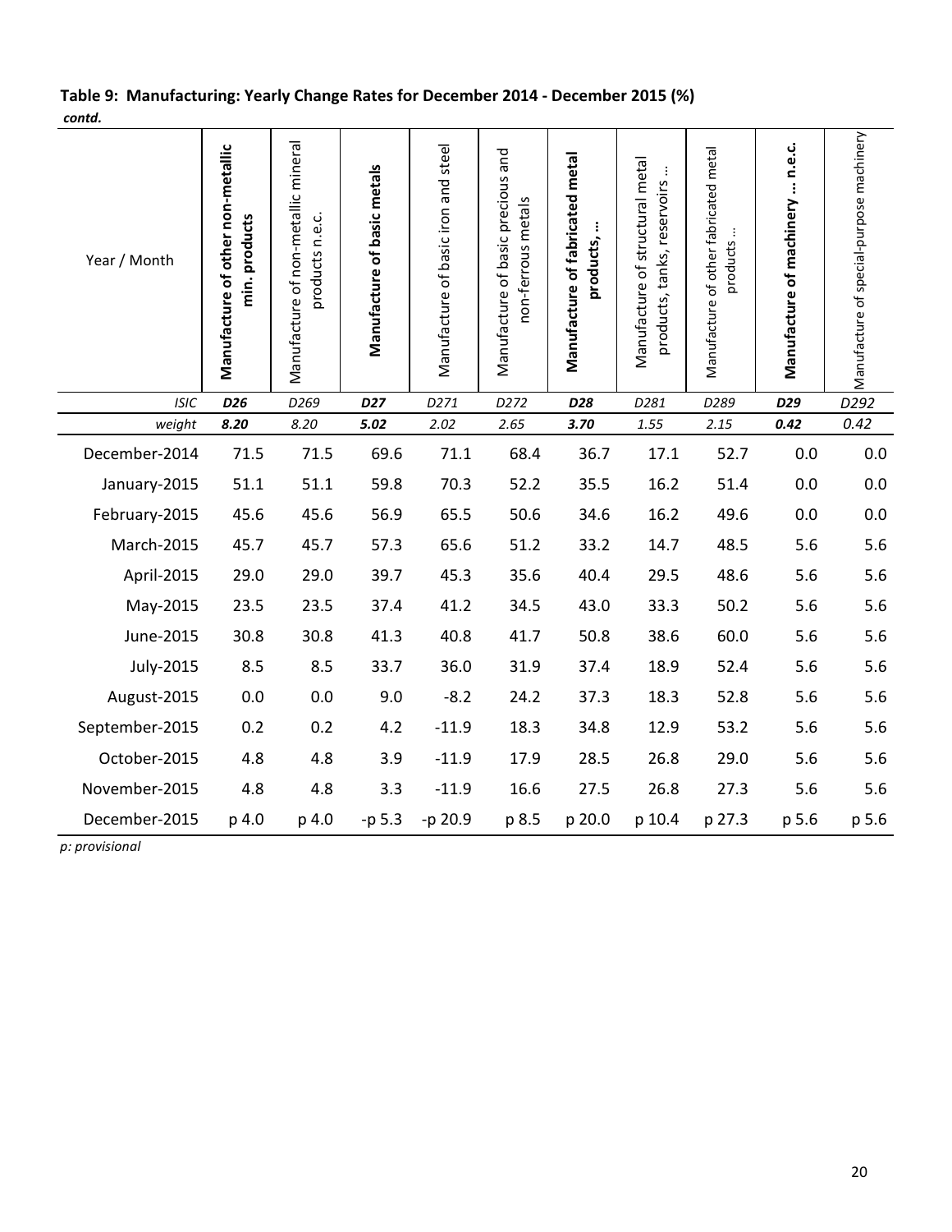**Table 9: Manufacturing: Yearly Change Rates for December 2014 - December 2015 (%)**
*contd.*

| Year / Month | **Manufacture of other non-metallic min. products** | Manufacture of non-metallic mineral products n.e.c. | **Manufacture of basic metals** | Manufacture of basic iron and steel | Manufacture of basic precious and non-ferrous metals | **Manufacture of fabricated metal products, ...** | Manufacture of structural metal products, tanks, reservoirs ... | Manufacture of other fabricated metal products ... | **Manufacture of machinery ... n.e.c.** | Manufacture of special-purpose machinery |
|---|---|---|---|---|---|---|---|---|---|---|
| *ISIC* | ***D26*** | *D269* | ***D27*** | *D271* | *D272* | ***D28*** | *D281* | *D289* | ***D29*** | *D292* |
| *weight* | ***8.20*** | *8.20* | ***5.02*** | *2.02* | *2.65* | ***3.70*** | *1.55* | *2.15* | ***0.42*** | *0.42* |
| December-2014 | 71.5 | 71.5 | 69.6 | 71.1 | 68.4 | 36.7 | 17.1 | 52.7 | 0.0 | 0.0 |
| January-2015 | 51.1 | 51.1 | 59.8 | 70.3 | 52.2 | 35.5 | 16.2 | 51.4 | 0.0 | 0.0 |
| February-2015 | 45.6 | 45.6 | 56.9 | 65.5 | 50.6 | 34.6 | 16.2 | 49.6 | 0.0 | 0.0 |
| March-2015 | 45.7 | 45.7 | 57.3 | 65.6 | 51.2 | 33.2 | 14.7 | 48.5 | 5.6 | 5.6 |
| April-2015 | 29.0 | 29.0 | 39.7 | 45.3 | 35.6 | 40.4 | 29.5 | 48.6 | 5.6 | 5.6 |
| May-2015 | 23.5 | 23.5 | 37.4 | 41.2 | 34.5 | 43.0 | 33.3 | 50.2 | 5.6 | 5.6 |
| June-2015 | 30.8 | 30.8 | 41.3 | 40.8 | 41.7 | 50.8 | 38.6 | 60.0 | 5.6 | 5.6 |
| July-2015 | 8.5 | 8.5 | 33.7 | 36.0 | 31.9 | 37.4 | 18.9 | 52.4 | 5.6 | 5.6 |
| August-2015 | 0.0 | 0.0 | 9.0 | -8.2 | 24.2 | 37.3 | 18.3 | 52.8 | 5.6 | 5.6 |
| September-2015 | 0.2 | 0.2 | 4.2 | -11.9 | 18.3 | 34.8 | 12.9 | 53.2 | 5.6 | 5.6 |
| October-2015 | 4.8 | 4.8 | 3.9 | -11.9 | 17.9 | 28.5 | 26.8 | 29.0 | 5.6 | 5.6 |
| November-2015 | 4.8 | 4.8 | 3.3 | -11.9 | 16.6 | 27.5 | 26.8 | 27.3 | 5.6 | 5.6 |
| December-2015 | p 4.0 | p 4.0 | -p 5.3 | -p 20.9 | p 8.5 | p 20.0 | p 10.4 | p 27.3 | p 5.6 | p 5.6 |

*p: provisional*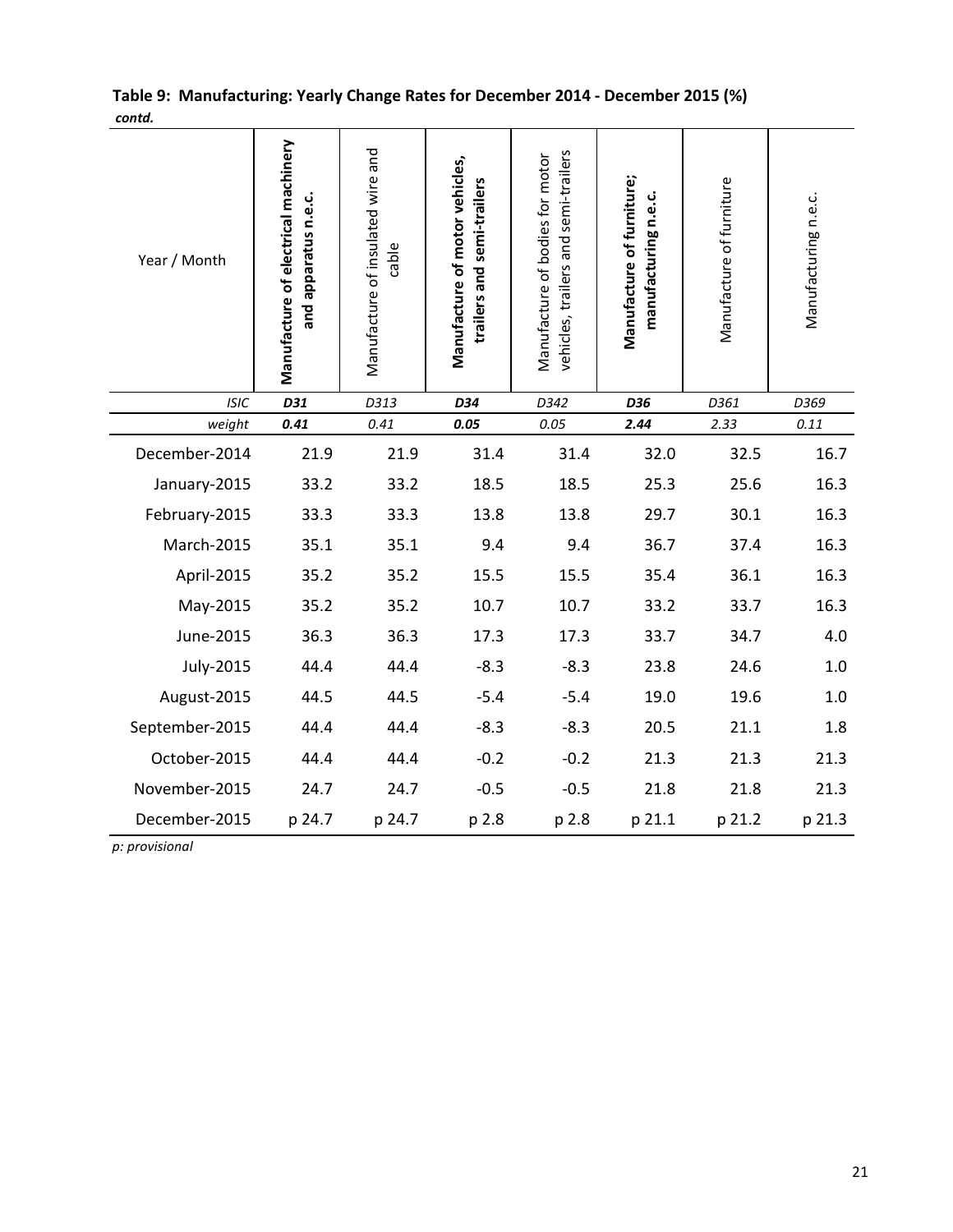**Table 9: Manufacturing: Yearly Change Rates for December 2014 - December 2015 (%)**
***contd.***

| Year / Month | **Manufacture of electrical machinery and apparatus n.e.c.** | Manufacture of insulated wire and cable | **Manufacture of motor vehicles, trailers and semi-trailers** | Manufacture of bodies for motor vehicles, trailers and semi-trailers | **Manufacture of furniture; manufacturing n.e.c.** | Manufacture of furniture | Manufacturing n.e.c. |
|---|---|---|---|---|---|---|---|
| *ISIC* | ***D31*** | *D313* | ***D34*** | *D342* | ***D36*** | *D361* | *D369* |
| *weight* | ***0.41*** | *0.41* | ***0.05*** | *0.05* | ***2.44*** | *2.33* | *0.11* |
| December-2014 | 21.9 | 21.9 | 31.4 | 31.4 | 32.0 | 32.5 | 16.7 |
| January-2015 | 33.2 | 33.2 | 18.5 | 18.5 | 25.3 | 25.6 | 16.3 |
| February-2015 | 33.3 | 33.3 | 13.8 | 13.8 | 29.7 | 30.1 | 16.3 |
| March-2015 | 35.1 | 35.1 | 9.4 | 9.4 | 36.7 | 37.4 | 16.3 |
| April-2015 | 35.2 | 35.2 | 15.5 | 15.5 | 35.4 | 36.1 | 16.3 |
| May-2015 | 35.2 | 35.2 | 10.7 | 10.7 | 33.2 | 33.7 | 16.3 |
| June-2015 | 36.3 | 36.3 | 17.3 | 17.3 | 33.7 | 34.7 | 4.0 |
| July-2015 | 44.4 | 44.4 | -8.3 | -8.3 | 23.8 | 24.6 | 1.0 |
| August-2015 | 44.5 | 44.5 | -5.4 | -5.4 | 19.0 | 19.6 | 1.0 |
| September-2015 | 44.4 | 44.4 | -8.3 | -8.3 | 20.5 | 21.1 | 1.8 |
| October-2015 | 44.4 | 44.4 | -0.2 | -0.2 | 21.3 | 21.3 | 21.3 |
| November-2015 | 24.7 | 24.7 | -0.5 | -0.5 | 21.8 | 21.8 | 21.3 |
| December-2015 | p 24.7 | p 24.7 | p 2.8 | p 2.8 | p 21.1 | p 21.2 | p 21.3 |

*p: provisional*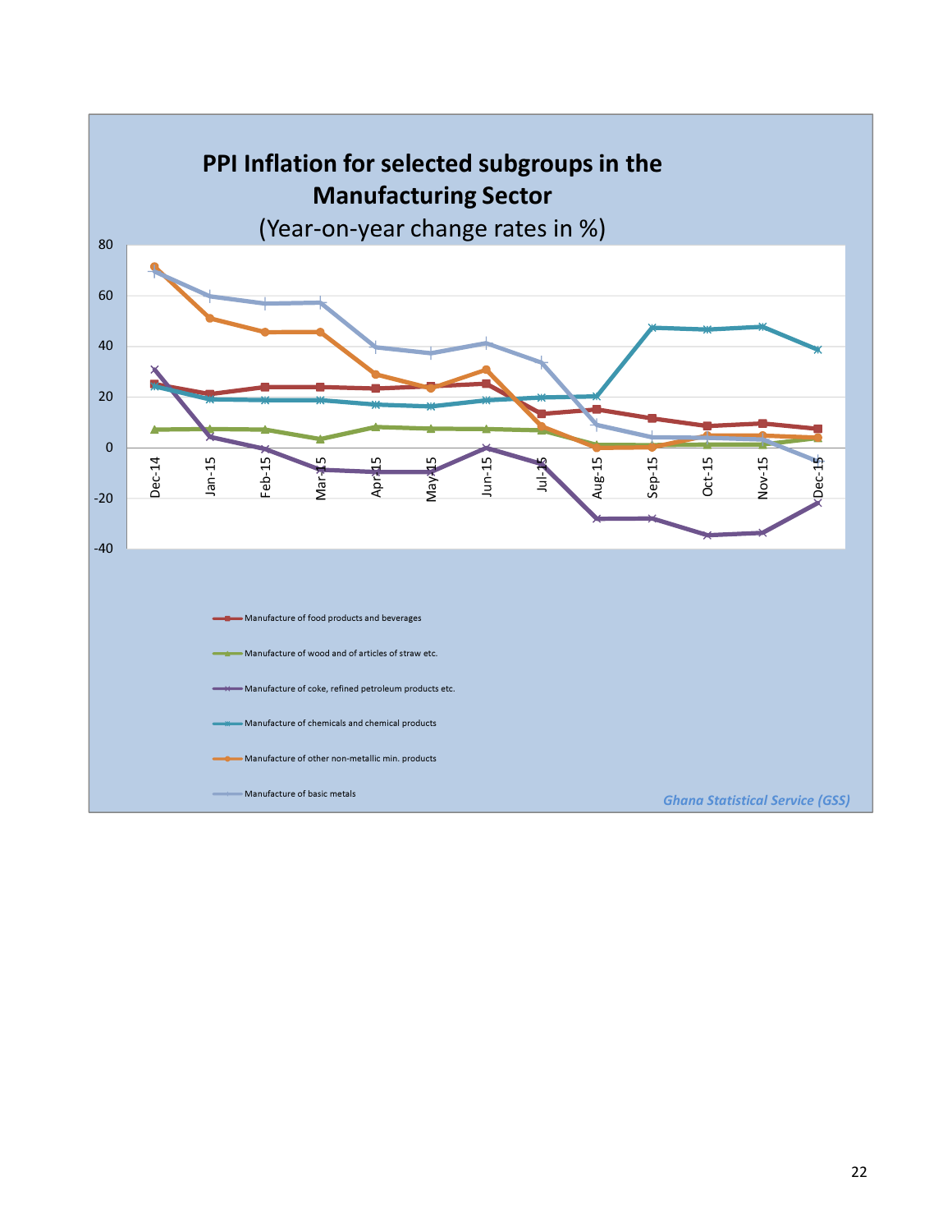## PPI Inflation for selected subgroups in the Manufacturing Sector

(Year-on-year change rates in %)

- Manufacture of food products and beverages
- Manufacture of wood and of articles of straw etc.
- Manufacture of coke, refined petroleum products etc.
- Manufacture of chemicals and chemical products
- Manufacture of other non-metallic min. products
- Manufacture of basic metals

*Ghana Statistical Service (GSS)*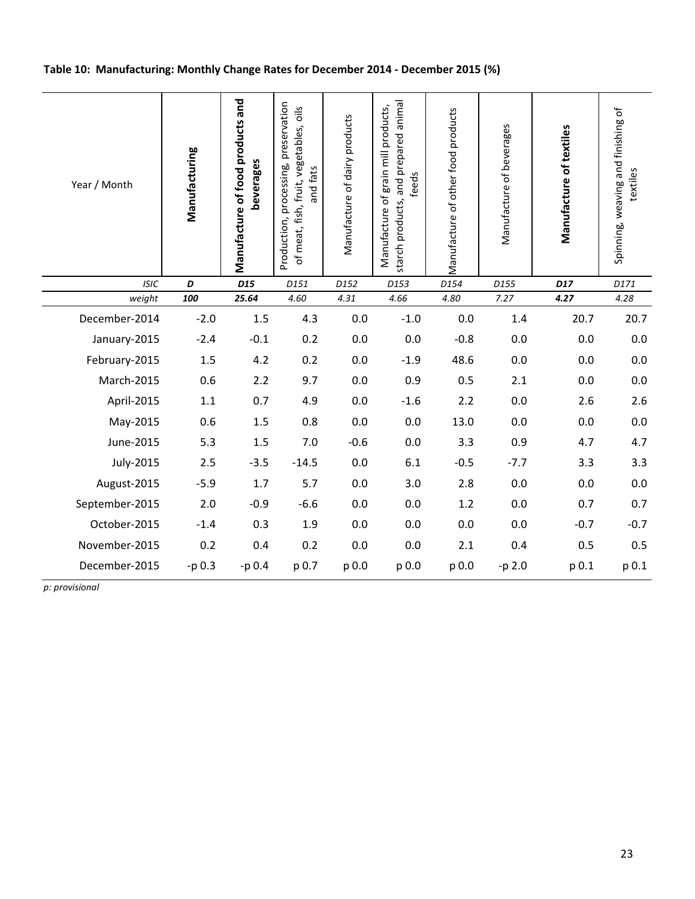**Table 10: Manufacturing: Monthly Change Rates for December 2014 - December 2015 (%)**

| Year / Month | **Manufacturing** | **Manufacture of food products and beverages** | Production, processing, preservation of meat, fish, fruit, vegetables, oils and fats | Manufacture of dairy products | Manufacture of grain mill products, starch products, and prepared animal feeds | Manufacture of other food products | Manufacture of beverages | **Manufacture of textiles** | Spinning, weaving and finishing of textiles |
|---|---|---|---|---|---|---|---|---|---|
| *ISIC* | ***D*** | ***D15*** | *D151* | *D152* | *D153* | *D154* | *D155* | ***D17*** | *D171* |
| *weight* | ***100*** | ***25.64*** | *4.60* | *4.31* | *4.66* | *4.80* | *7.27* | ***4.27*** | *4.28* |
| December-2014 | -2.0 | 1.5 | 4.3 | 0.0 | -1.0 | 0.0 | 1.4 | 20.7 | 20.7 |
| January-2015 | -2.4 | -0.1 | 0.2 | 0.0 | 0.0 | -0.8 | 0.0 | 0.0 | 0.0 |
| February-2015 | 1.5 | 4.2 | 0.2 | 0.0 | -1.9 | 48.6 | 0.0 | 0.0 | 0.0 |
| March-2015 | 0.6 | 2.2 | 9.7 | 0.0 | 0.9 | 0.5 | 2.1 | 0.0 | 0.0 |
| April-2015 | 1.1 | 0.7 | 4.9 | 0.0 | -1.6 | 2.2 | 0.0 | 2.6 | 2.6 |
| May-2015 | 0.6 | 1.5 | 0.8 | 0.0 | 0.0 | 13.0 | 0.0 | 0.0 | 0.0 |
| June-2015 | 5.3 | 1.5 | 7.0 | -0.6 | 0.0 | 3.3 | 0.9 | 4.7 | 4.7 |
| July-2015 | 2.5 | -3.5 | -14.5 | 0.0 | 6.1 | -0.5 | -7.7 | 3.3 | 3.3 |
| August-2015 | -5.9 | 1.7 | 5.7 | 0.0 | 3.0 | 2.8 | 0.0 | 0.0 | 0.0 |
| September-2015 | 2.0 | -0.9 | -6.6 | 0.0 | 0.0 | 1.2 | 0.0 | 0.7 | 0.7 |
| October-2015 | -1.4 | 0.3 | 1.9 | 0.0 | 0.0 | 0.0 | 0.0 | -0.7 | -0.7 |
| November-2015 | 0.2 | 0.4 | 0.2 | 0.0 | 0.0 | 2.1 | 0.4 | 0.5 | 0.5 |
| December-2015 | -p 0.3 | -p 0.4 | p 0.7 | p 0.0 | p 0.0 | p 0.0 | -p 2.0 | p 0.1 | p 0.1 |

*p: provisional*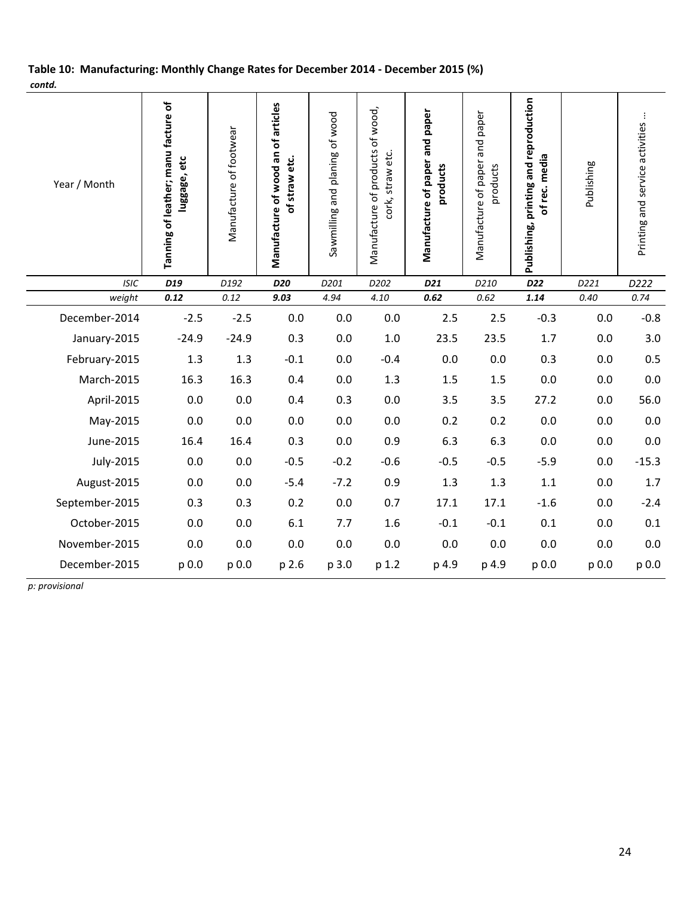**Table 10: Manufacturing: Monthly Change Rates for December 2014 - December 2015 (%)**
***contd.***

| Year / Month | **Tanning of leather; manu facture of luggage, etc** | Manufacture of footwear | **Manufacture of wood an of articles of straw etc.** | Sawmilling and planing of wood | Manufacture of products of wood, cork, straw etc. | **Manufacture of paper and paper products** | Manufacture of paper and paper products | **Publishing, printing and reproduction of rec. media** | Publishing | Printing and service activities ... |
|---|---|---|---|---|---|---|---|---|---|---|
| *ISIC* | ***D19*** | *D192* | ***D20*** | *D201* | *D202* | ***D21*** | *D210* | ***D22*** | *D221* | *D222* |
| *weight* | ***0.12*** | *0.12* | ***9.03*** | *4.94* | *4.10* | ***0.62*** | *0.62* | ***1.14*** | *0.40* | *0.74* |
| December-2014 | -2.5 | -2.5 | 0.0 | 0.0 | 0.0 | 2.5 | 2.5 | -0.3 | 0.0 | -0.8 |
| January-2015 | -24.9 | -24.9 | 0.3 | 0.0 | 1.0 | 23.5 | 23.5 | 1.7 | 0.0 | 3.0 |
| February-2015 | 1.3 | 1.3 | -0.1 | 0.0 | -0.4 | 0.0 | 0.0 | 0.3 | 0.0 | 0.5 |
| March-2015 | 16.3 | 16.3 | 0.4 | 0.0 | 1.3 | 1.5 | 1.5 | 0.0 | 0.0 | 0.0 |
| April-2015 | 0.0 | 0.0 | 0.4 | 0.3 | 0.0 | 3.5 | 3.5 | 27.2 | 0.0 | 56.0 |
| May-2015 | 0.0 | 0.0 | 0.0 | 0.0 | 0.0 | 0.2 | 0.2 | 0.0 | 0.0 | 0.0 |
| June-2015 | 16.4 | 16.4 | 0.3 | 0.0 | 0.9 | 6.3 | 6.3 | 0.0 | 0.0 | 0.0 |
| July-2015 | 0.0 | 0.0 | -0.5 | -0.2 | -0.6 | -0.5 | -0.5 | -5.9 | 0.0 | -15.3 |
| August-2015 | 0.0 | 0.0 | -5.4 | -7.2 | 0.9 | 1.3 | 1.3 | 1.1 | 0.0 | 1.7 |
| September-2015 | 0.3 | 0.3 | 0.2 | 0.0 | 0.7 | 17.1 | 17.1 | -1.6 | 0.0 | -2.4 |
| October-2015 | 0.0 | 0.0 | 6.1 | 7.7 | 1.6 | -0.1 | -0.1 | 0.1 | 0.0 | 0.1 |
| November-2015 | 0.0 | 0.0 | 0.0 | 0.0 | 0.0 | 0.0 | 0.0 | 0.0 | 0.0 | 0.0 |
| December-2015 | p 0.0 | p 0.0 | p 2.6 | p 3.0 | p 1.2 | p 4.9 | p 4.9 | p 0.0 | p 0.0 | p 0.0 |

*p: provisional*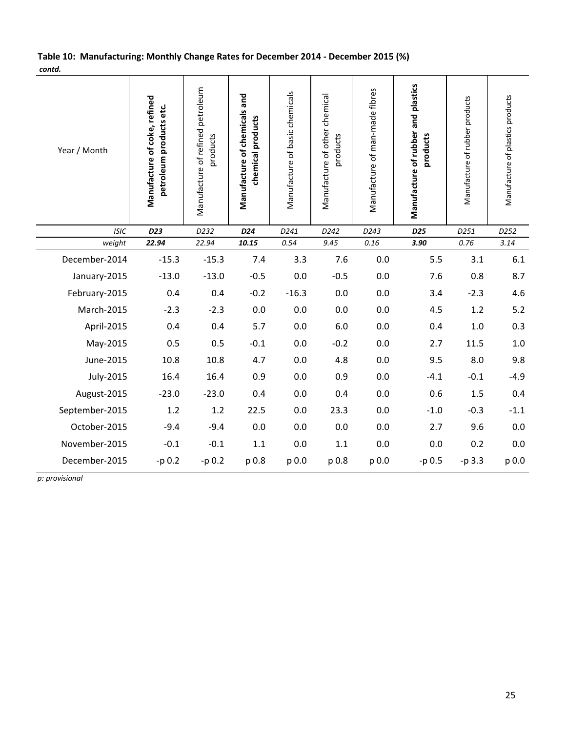**Table 10: Manufacturing: Monthly Change Rates for December 2014 - December 2015 (%)**
***contd.***

| Year / Month | **Manufacture of coke, refined petroleum products etc.** | Manufacture of refined petroleum products | **Manufacture of chemicals and chemical products** | Manufacture of basic chemicals | Manufacture of other chemical products | Manufacture of man-made fibres | **Manufacture of rubber and plastics products** | Manufacture of rubber products | Manufacture of plastics products |
|---|---|---|---|---|---|---|---|---|---|
| *ISIC* | ***D23*** | *D232* | ***D24*** | *D241* | *D242* | *D243* | ***D25*** | *D251* | *D252* |
| *weight* | ***22.94*** | *22.94* | ***10.15*** | *0.54* | *9.45* | *0.16* | ***3.90*** | *0.76* | *3.14* |
| December-2014 | -15.3 | -15.3 | 7.4 | 3.3 | 7.6 | 0.0 | 5.5 | 3.1 | 6.1 |
| January-2015 | -13.0 | -13.0 | -0.5 | 0.0 | -0.5 | 0.0 | 7.6 | 0.8 | 8.7 |
| February-2015 | 0.4 | 0.4 | -0.2 | -16.3 | 0.0 | 0.0 | 3.4 | -2.3 | 4.6 |
| March-2015 | -2.3 | -2.3 | 0.0 | 0.0 | 0.0 | 0.0 | 4.5 | 1.2 | 5.2 |
| April-2015 | 0.4 | 0.4 | 5.7 | 0.0 | 6.0 | 0.0 | 0.4 | 1.0 | 0.3 |
| May-2015 | 0.5 | 0.5 | -0.1 | 0.0 | -0.2 | 0.0 | 2.7 | 11.5 | 1.0 |
| June-2015 | 10.8 | 10.8 | 4.7 | 0.0 | 4.8 | 0.0 | 9.5 | 8.0 | 9.8 |
| July-2015 | 16.4 | 16.4 | 0.9 | 0.0 | 0.9 | 0.0 | -4.1 | -0.1 | -4.9 |
| August-2015 | -23.0 | -23.0 | 0.4 | 0.0 | 0.4 | 0.0 | 0.6 | 1.5 | 0.4 |
| September-2015 | 1.2 | 1.2 | 22.5 | 0.0 | 23.3 | 0.0 | -1.0 | -0.3 | -1.1 |
| October-2015 | -9.4 | -9.4 | 0.0 | 0.0 | 0.0 | 0.0 | 2.7 | 9.6 | 0.0 |
| November-2015 | -0.1 | -0.1 | 1.1 | 0.0 | 1.1 | 0.0 | 0.0 | 0.2 | 0.0 |
| December-2015 | -p 0.2 | -p 0.2 | p 0.8 | p 0.0 | p 0.8 | p 0.0 | -p 0.5 | -p 3.3 | p 0.0 |

*p: provisional*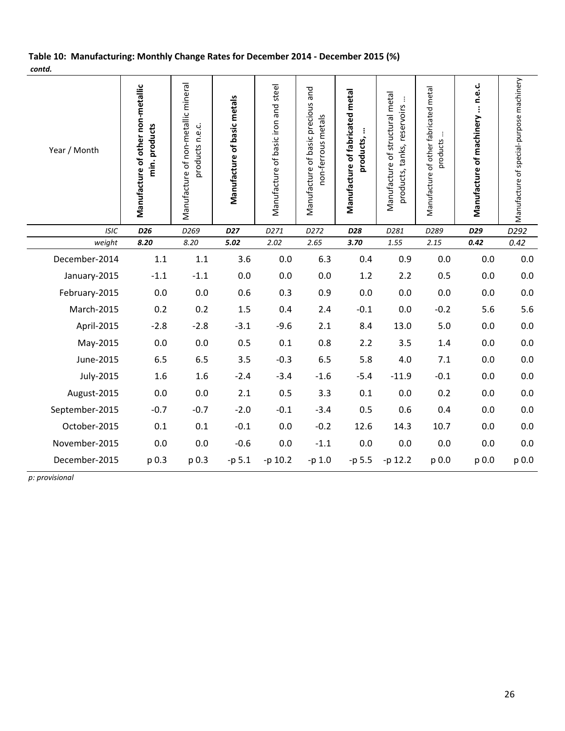**Table 10: Manufacturing: Monthly Change Rates for December 2014 - December 2015 (%)**

*contd.*

| Year / Month | **Manufacture of other non-metallic min. products** | Manufacture of non-metallic mineral products n.e.c. | **Manufacture of basic metals** | Manufacture of basic iron and steel | Manufacture of basic precious and non-ferrous metals | **Manufacture of fabricated metal products, …** | Manufacture of structural metal products, tanks, reservoirs … | Manufacture of other fabricated metal products … | **Manufacture of machinery … n.e.c.** | Manufacture of special-purpose machinery |
|---|---|---|---|---|---|---|---|---|---|---|
| *ISIC* | ***D26*** | *D269* | ***D27*** | *D271* | *D272* | ***D28*** | *D281* | *D289* | ***D29*** | *D292* |
| *weight* | ***8.20*** | *8.20* | ***5.02*** | *2.02* | *2.65* | ***3.70*** | *1.55* | *2.15* | ***0.42*** | *0.42* |
| December-2014 | 1.1 | 1.1 | 3.6 | 0.0 | 6.3 | 0.4 | 0.9 | 0.0 | 0.0 | 0.0 |
| January-2015 | -1.1 | -1.1 | 0.0 | 0.0 | 0.0 | 1.2 | 2.2 | 0.5 | 0.0 | 0.0 |
| February-2015 | 0.0 | 0.0 | 0.6 | 0.3 | 0.9 | 0.0 | 0.0 | 0.0 | 0.0 | 0.0 |
| March-2015 | 0.2 | 0.2 | 1.5 | 0.4 | 2.4 | -0.1 | 0.0 | -0.2 | 5.6 | 5.6 |
| April-2015 | -2.8 | -2.8 | -3.1 | -9.6 | 2.1 | 8.4 | 13.0 | 5.0 | 0.0 | 0.0 |
| May-2015 | 0.0 | 0.0 | 0.5 | 0.1 | 0.8 | 2.2 | 3.5 | 1.4 | 0.0 | 0.0 |
| June-2015 | 6.5 | 6.5 | 3.5 | -0.3 | 6.5 | 5.8 | 4.0 | 7.1 | 0.0 | 0.0 |
| July-2015 | 1.6 | 1.6 | -2.4 | -3.4 | -1.6 | -5.4 | -11.9 | -0.1 | 0.0 | 0.0 |
| August-2015 | 0.0 | 0.0 | 2.1 | 0.5 | 3.3 | 0.1 | 0.0 | 0.2 | 0.0 | 0.0 |
| September-2015 | -0.7 | -0.7 | -2.0 | -0.1 | -3.4 | 0.5 | 0.6 | 0.4 | 0.0 | 0.0 |
| October-2015 | 0.1 | 0.1 | -0.1 | 0.0 | -0.2 | 12.6 | 14.3 | 10.7 | 0.0 | 0.0 |
| November-2015 | 0.0 | 0.0 | -0.6 | 0.0 | -1.1 | 0.0 | 0.0 | 0.0 | 0.0 | 0.0 |
| December-2015 | p 0.3 | p 0.3 | -p 5.1 | -p 10.2 | -p 1.0 | -p 5.5 | -p 12.2 | p 0.0 | p 0.0 | p 0.0 |

*p: provisional*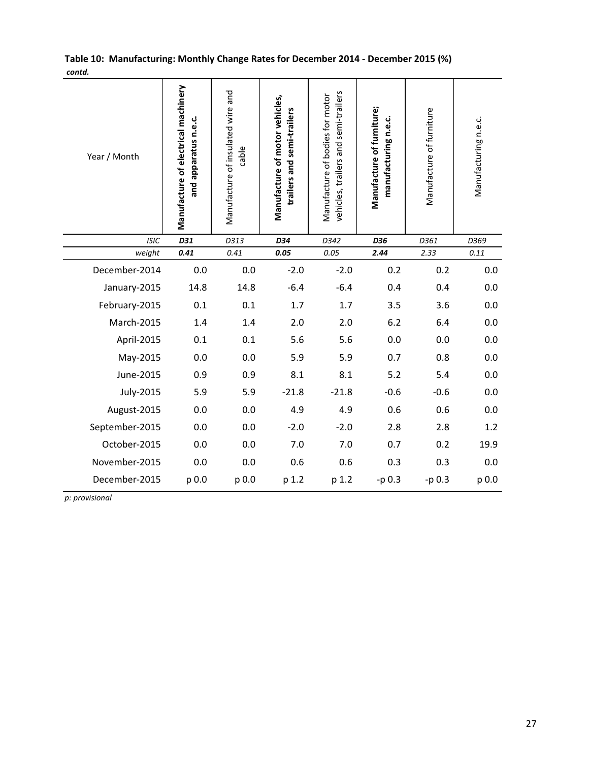**Table 10: Manufacturing: Monthly Change Rates for December 2014 - December 2015 (%)**
***contd.***

| Year / Month | **Manufacture of electrical machinery and apparatus n.e.c.** | Manufacture of insulated wire and cable | **Manufacture of motor vehicles, trailers and semi-trailers** | Manufacture of bodies for motor vehicles, trailers and semi-trailers | **Manufacture of furniture; manufacturing n.e.c.** | Manufacture of furniture | Manufacturing n.e.c. |
|---|---|---|---|---|---|---|---|
| *ISIC* | ***D31*** | *D313* | ***D34*** | *D342* | ***D36*** | *D361* | *D369* |
| *weight* | ***0.41*** | *0.41* | ***0.05*** | *0.05* | ***2.44*** | *2.33* | *0.11* |
| December-2014 | 0.0 | 0.0 | -2.0 | -2.0 | 0.2 | 0.2 | 0.0 |
| January-2015 | 14.8 | 14.8 | -6.4 | -6.4 | 0.4 | 0.4 | 0.0 |
| February-2015 | 0.1 | 0.1 | 1.7 | 1.7 | 3.5 | 3.6 | 0.0 |
| March-2015 | 1.4 | 1.4 | 2.0 | 2.0 | 6.2 | 6.4 | 0.0 |
| April-2015 | 0.1 | 0.1 | 5.6 | 5.6 | 0.0 | 0.0 | 0.0 |
| May-2015 | 0.0 | 0.0 | 5.9 | 5.9 | 0.7 | 0.8 | 0.0 |
| June-2015 | 0.9 | 0.9 | 8.1 | 8.1 | 5.2 | 5.4 | 0.0 |
| July-2015 | 5.9 | 5.9 | -21.8 | -21.8 | -0.6 | -0.6 | 0.0 |
| August-2015 | 0.0 | 0.0 | 4.9 | 4.9 | 0.6 | 0.6 | 0.0 |
| September-2015 | 0.0 | 0.0 | -2.0 | -2.0 | 2.8 | 2.8 | 1.2 |
| October-2015 | 0.0 | 0.0 | 7.0 | 7.0 | 0.7 | 0.2 | 19.9 |
| November-2015 | 0.0 | 0.0 | 0.6 | 0.6 | 0.3 | 0.3 | 0.0 |
| December-2015 | p 0.0 | p 0.0 | p 1.2 | p 1.2 | -p 0.3 | -p 0.3 | p 0.0 |

*p: provisional*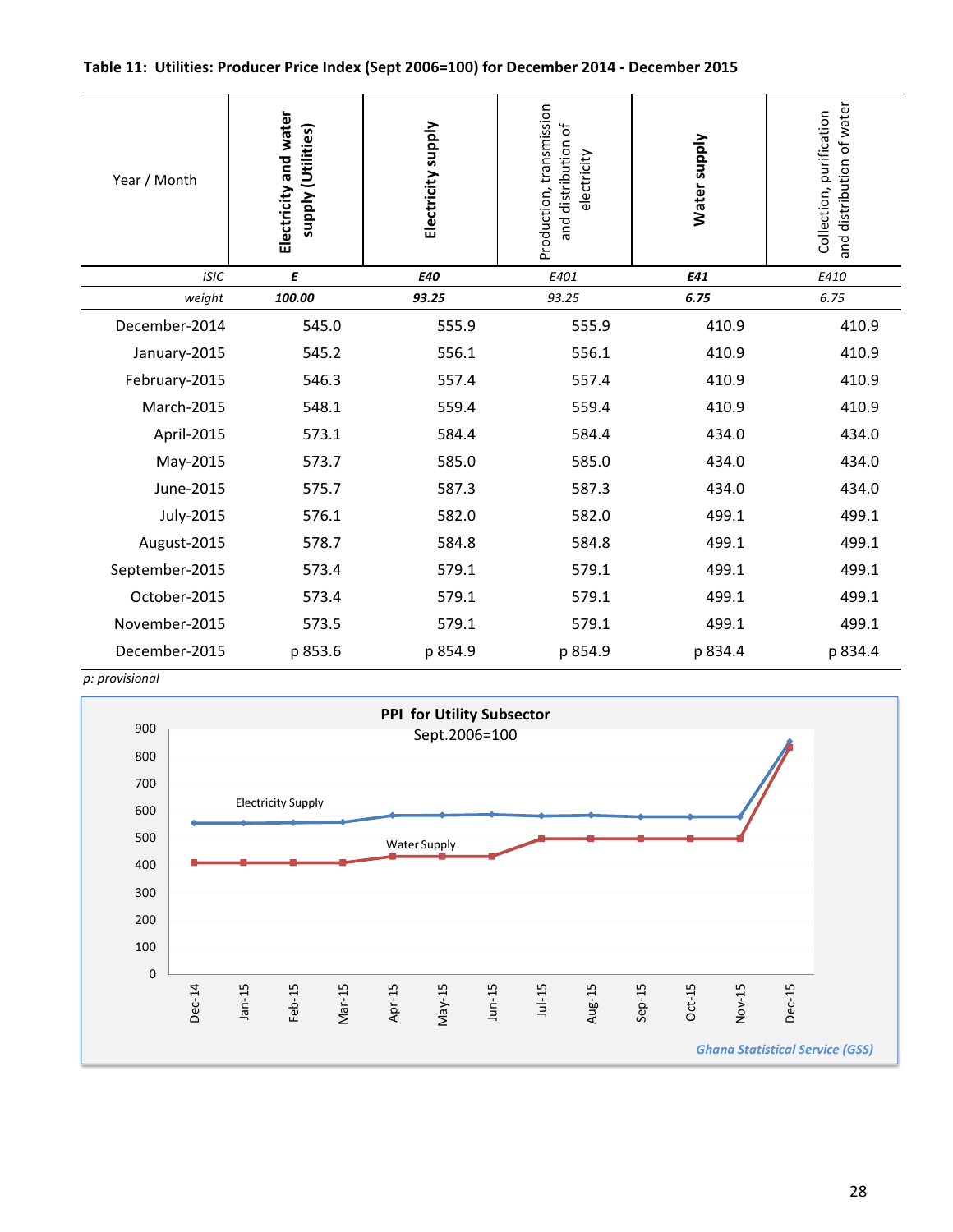**Table 11: Utilities: Producer Price Index (Sept 2006=100) for December 2014 - December 2015**

| Year / Month | **Electricity and water supply (Utilities)** | **Electricity supply** | Production, transmission and distribution of electricity | **Water supply** | Collection, purification and distribution of water |
|---|---|---|---|---|---|
| *ISIC* | ***E*** | ***E40*** | *E401* | ***E41*** | *E410* |
| *weight* | ***100.00*** | ***93.25*** | *93.25* | ***6.75*** | *6.75* |
| December-2014 | 545.0 | 555.9 | 555.9 | 410.9 | 410.9 |
| January-2015 | 545.2 | 556.1 | 556.1 | 410.9 | 410.9 |
| February-2015 | 546.3 | 557.4 | 557.4 | 410.9 | 410.9 |
| March-2015 | 548.1 | 559.4 | 559.4 | 410.9 | 410.9 |
| April-2015 | 573.1 | 584.4 | 584.4 | 434.0 | 434.0 |
| May-2015 | 573.7 | 585.0 | 585.0 | 434.0 | 434.0 |
| June-2015 | 575.7 | 587.3 | 587.3 | 434.0 | 434.0 |
| July-2015 | 576.1 | 582.0 | 582.0 | 499.1 | 499.1 |
| August-2015 | 578.7 | 584.8 | 584.8 | 499.1 | 499.1 |
| September-2015 | 573.4 | 579.1 | 579.1 | 499.1 | 499.1 |
| October-2015 | 573.4 | 579.1 | 579.1 | 499.1 | 499.1 |
| November-2015 | 573.5 | 579.1 | 579.1 | 499.1 | 499.1 |
| December-2015 | p 853.6 | p 854.9 | p 854.9 | p 834.4 | p 834.4 |

*p: provisional*

**PPI for Utility Subsector**
Sept.2006=100

*Ghana Statistical Service (GSS)*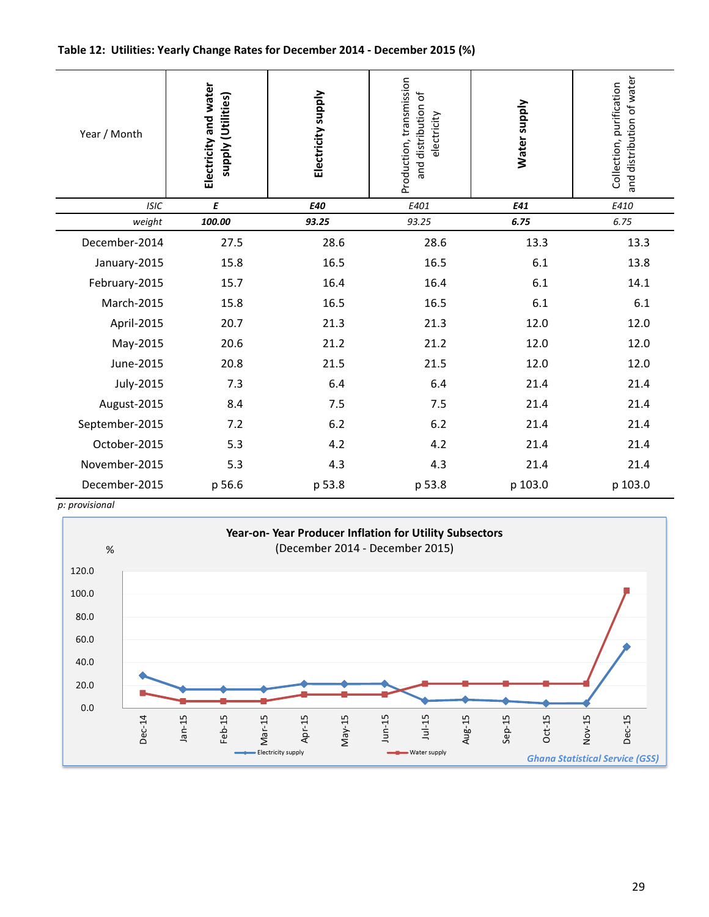**Table 12: Utilities: Yearly Change Rates for December 2014 - December 2015 (%)**

| Year / Month | Electricity and water supply (Utilities) | Electricity supply | Production, transmission and distribution of electricity | Water supply | Collection, purification and distribution of water |
|---|---|---|---|---|---|
| *ISIC* | ***E*** | ***E40*** | *E401* | ***E41*** | *E410* |
| *weight* | ***100.00*** | ***93.25*** | *93.25* | ***6.75*** | *6.75* |
| December-2014 | 27.5 | 28.6 | 28.6 | 13.3 | 13.3 |
| January-2015 | 15.8 | 16.5 | 16.5 | 6.1 | 13.8 |
| February-2015 | 15.7 | 16.4 | 16.4 | 6.1 | 14.1 |
| March-2015 | 15.8 | 16.5 | 16.5 | 6.1 | 6.1 |
| April-2015 | 20.7 | 21.3 | 21.3 | 12.0 | 12.0 |
| May-2015 | 20.6 | 21.2 | 21.2 | 12.0 | 12.0 |
| June-2015 | 20.8 | 21.5 | 21.5 | 12.0 | 12.0 |
| July-2015 | 7.3 | 6.4 | 6.4 | 21.4 | 21.4 |
| August-2015 | 8.4 | 7.5 | 7.5 | 21.4 | 21.4 |
| September-2015 | 7.2 | 6.2 | 6.2 | 21.4 | 21.4 |
| October-2015 | 5.3 | 4.2 | 4.2 | 21.4 | 21.4 |
| November-2015 | 5.3 | 4.3 | 4.3 | 21.4 | 21.4 |
| December-2015 | p 56.6 | p 53.8 | p 53.8 | p 103.0 | p 103.0 |

*p: provisional*

**Year-on- Year Producer Inflation for Utility Subsectors**
(December 2014 - December 2015)

*Ghana Statistical Service (GSS)*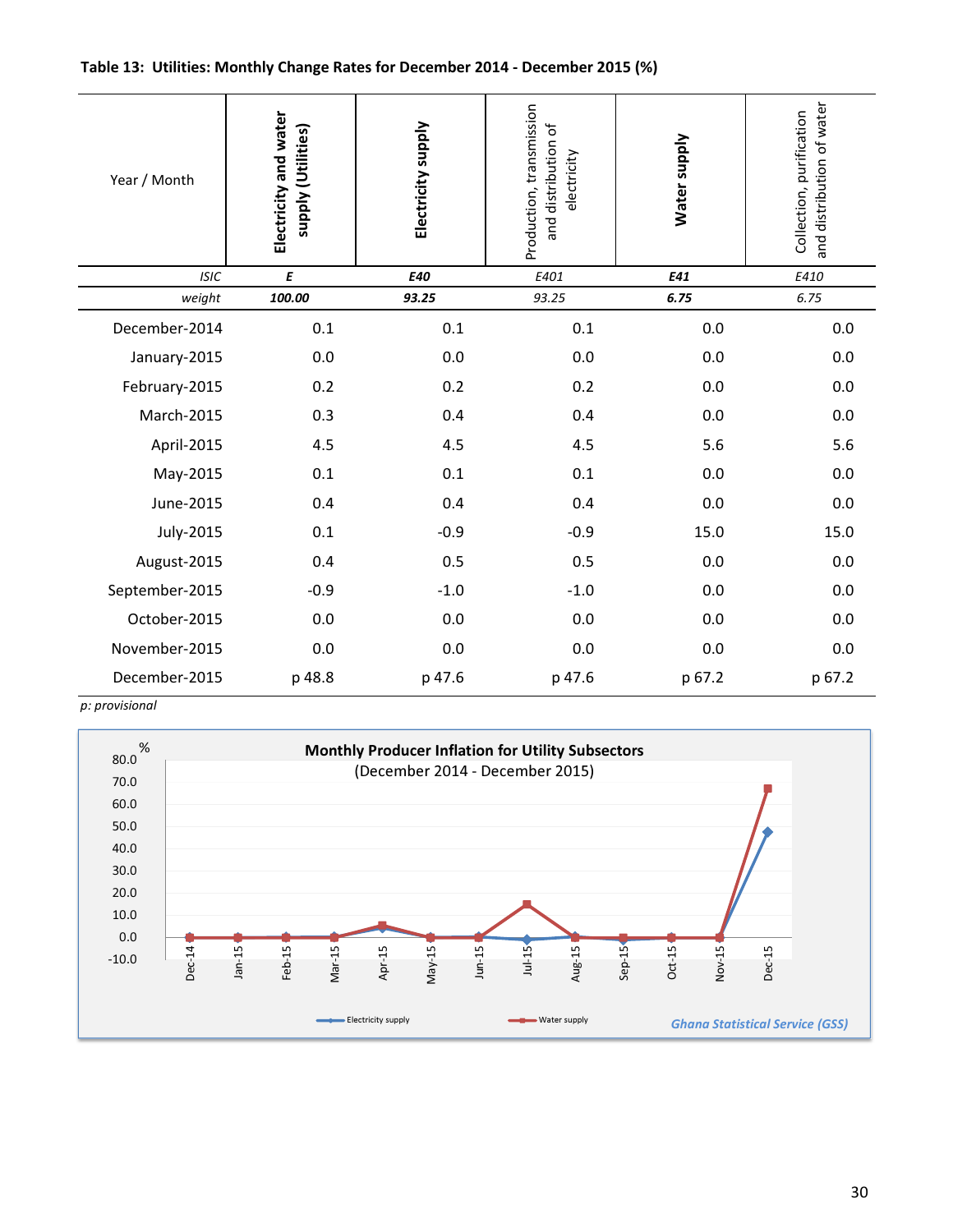**Table 13: Utilities: Monthly Change Rates for December 2014 - December 2015 (%)**

| Year / Month | Electricity and water supply (Utilities) | Electricity supply | Production, transmission and distribution of electricity | Water supply | Collection, purification and distribution of water |
|---|---|---|---|---|---|
| *ISIC* | ***E*** | ***E40*** | *E401* | ***E41*** | *E410* |
| *weight* | ***100.00*** | ***93.25*** | *93.25* | ***6.75*** | *6.75* |
| December-2014 | 0.1 | 0.1 | 0.1 | 0.0 | 0.0 |
| January-2015 | 0.0 | 0.0 | 0.0 | 0.0 | 0.0 |
| February-2015 | 0.2 | 0.2 | 0.2 | 0.0 | 0.0 |
| March-2015 | 0.3 | 0.4 | 0.4 | 0.0 | 0.0 |
| April-2015 | 4.5 | 4.5 | 4.5 | 5.6 | 5.6 |
| May-2015 | 0.1 | 0.1 | 0.1 | 0.0 | 0.0 |
| June-2015 | 0.4 | 0.4 | 0.4 | 0.0 | 0.0 |
| July-2015 | 0.1 | -0.9 | -0.9 | 15.0 | 15.0 |
| August-2015 | 0.4 | 0.5 | 0.5 | 0.0 | 0.0 |
| September-2015 | -0.9 | -1.0 | -1.0 | 0.0 | 0.0 |
| October-2015 | 0.0 | 0.0 | 0.0 | 0.0 | 0.0 |
| November-2015 | 0.0 | 0.0 | 0.0 | 0.0 | 0.0 |
| December-2015 | p 48.8 | p 47.6 | p 47.6 | p 67.2 | p 67.2 |

*p: provisional*

**Monthly Producer Inflation for Utility Subsectors**
(December 2014 - December 2015)

%
80.0
70.0
60.0
50.0
40.0
30.0
20.0
10.0
0.0
-10.0

Dec-14 Jan-15 Feb-15 Mar-15 Apr-15 May-15 Jun-15 Jul-15 Aug-15 Sep-15 Oct-15 Nov-15 Dec-15

Electricity supply
Water supply

*Ghana Statistical Service (GSS)*